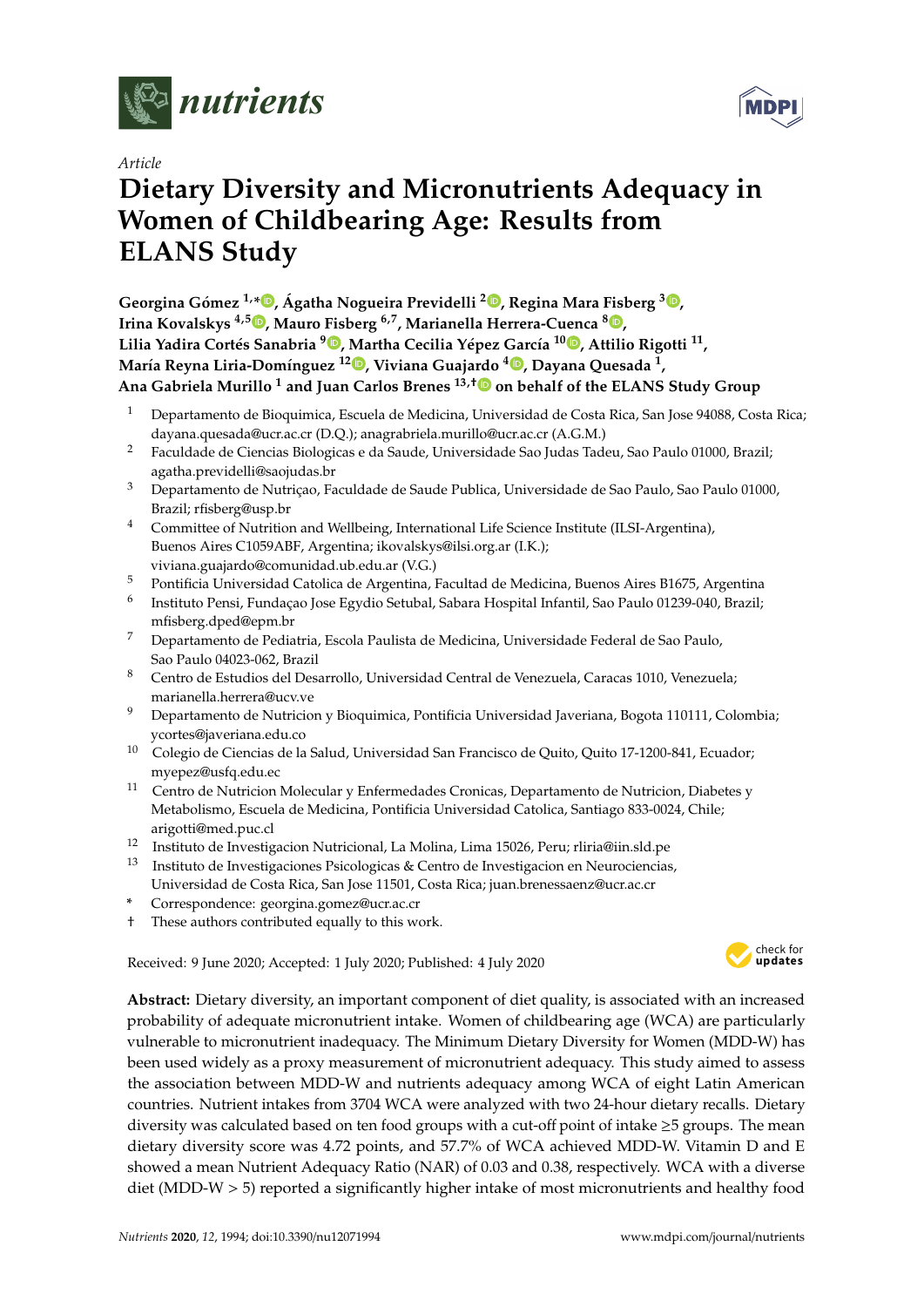*Article*

# Dietary Diversity and Micronutrients Adequacy in Women of Childbearing Age: Results from ELANS Study

**Georgina Gómez [1,*], Ágatha Nogueira Previdelli [2], Regina Mara Fisberg [3], Irina Kovalskys [4,5], Mauro Fisberg [6,7], Marianella Herrera-Cuenca [8], Lilia Yadira Cortés Sanabria [9], Martha Cecilia Yépez García [10], Attilio Rigotti [11], María Reyna Liria-Domínguez [12], Viviana Guajardo [4], Dayana Quesada [1], Ana Gabriela Murillo [1] and Juan Carlos Brenes [13,†] on behalf of the ELANS Study Group**

1. Departamento de Bioquimica, Escuela de Medicina, Universidad de Costa Rica, San Jose 94088, Costa Rica; dayana.quesada@ucr.ac.cr (D.Q.); anagrabriela.murillo@ucr.ac.cr (A.G.M.)
2. Faculdade de Ciencias Biologicas e da Saude, Universidade Sao Judas Tadeu, Sao Paulo 01000, Brazil; agatha.previdelli@saojudas.br
3. Departamento de Nutriçao, Faculdade de Saude Publica, Universidade de Sao Paulo, Sao Paulo 01000, Brazil; rfisberg@usp.br
4. Committee of Nutrition and Wellbeing, International Life Science Institute (ILSI-Argentina), Buenos Aires C1059ABF, Argentina; ikovalskys@ilsi.org.ar (I.K.); viviana.guajardo@comunidad.ub.edu.ar (V.G.)
5. Pontificia Universidad Catolica de Argentina, Facultad de Medicina, Buenos Aires B1675, Argentina
6. Instituto Pensi, Fundaçao Jose Egydio Setubal, Sabara Hospital Infantil, Sao Paulo 01239-040, Brazil; mfisberg.dped@epm.br
7. Departamento de Pediatria, Escola Paulista de Medicina, Universidade Federal de Sao Paulo, Sao Paulo 04023-062, Brazil
8. Centro de Estudios del Desarrollo, Universidad Central de Venezuela, Caracas 1010, Venezuela; marianella.herrera@ucv.ve
9. Departamento de Nutricion y Bioquimica, Pontificia Universidad Javeriana, Bogota 110111, Colombia; ycortes@javeriana.edu.co
10. Colegio de Ciencias de la Salud, Universidad San Francisco de Quito, Quito 17-1200-841, Ecuador; myepez@usfq.edu.ec
11. Centro de Nutricion Molecular y Enfermedades Cronicas, Departamento de Nutricion, Diabetes y Metabolismo, Escuela de Medicina, Pontificia Universidad Catolica, Santiago 833-0024, Chile; arigotti@med.puc.cl
12. Instituto de Investigacion Nutricional, La Molina, Lima 15026, Peru; rliria@iin.sld.pe
13. Instituto de Investigaciones Psicologicas & Centro de Investigacion en Neurociencias, Universidad de Costa Rica, San Jose 11501, Costa Rica; juan.brenessaenz@ucr.ac.cr

\* Correspondence: georgina.gomez@ucr.ac.cr

† These authors contributed equally to this work.

Received: 9 June 2020; Accepted: 1 July 2020; Published: 4 July 2020

**Abstract:** Dietary diversity, an important component of diet quality, is associated with an increased probability of adequate micronutrient intake. Women of childbearing age (WCA) are particularly vulnerable to micronutrient inadequacy. The Minimum Dietary Diversity for Women (MDD-W) has been used widely as a proxy measurement of micronutrient adequacy. This study aimed to assess the association between MDD-W and nutrients adequacy among WCA of eight Latin American countries. Nutrient intakes from 3704 WCA were analyzed with two 24-hour dietary recalls. Dietary diversity was calculated based on ten food groups with a cut-off point of intake ≥5 groups. The mean dietary diversity score was 4.72 points, and 57.7% of WCA achieved MDD-W. Vitamin D and E showed a mean Nutrient Adequacy Ratio (NAR) of 0.03 and 0.38, respectively. WCA with a diverse diet (MDD-W > 5) reported a significantly higher intake of most micronutrients and healthy food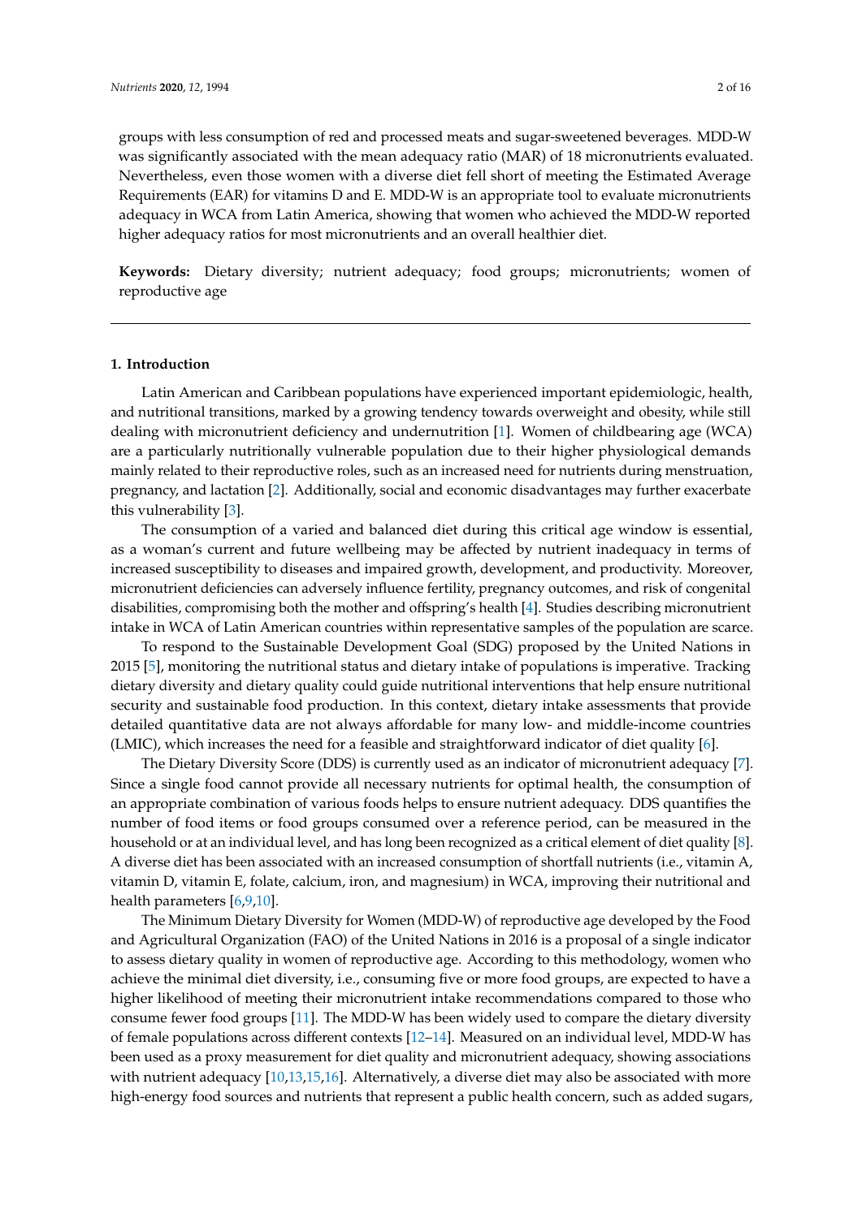groups with less consumption of red and processed meats and sugar-sweetened beverages. MDD-W was significantly associated with the mean adequacy ratio (MAR) of 18 micronutrients evaluated. Nevertheless, even those women with a diverse diet fell short of meeting the Estimated Average Requirements (EAR) for vitamins D and E. MDD-W is an appropriate tool to evaluate micronutrients adequacy in WCA from Latin America, showing that women who achieved the MDD-W reported higher adequacy ratios for most micronutrients and an overall healthier diet.

**Keywords:** Dietary diversity; nutrient adequacy; food groups; micronutrients; women of reproductive age

---

## 1. Introduction

Latin American and Caribbean populations have experienced important epidemiologic, health, and nutritional transitions, marked by a growing tendency towards overweight and obesity, while still dealing with micronutrient deficiency and undernutrition [1]. Women of childbearing age (WCA) are a particularly nutritionally vulnerable population due to their higher physiological demands mainly related to their reproductive roles, such as an increased need for nutrients during menstruation, pregnancy, and lactation [2]. Additionally, social and economic disadvantages may further exacerbate this vulnerability [3].

The consumption of a varied and balanced diet during this critical age window is essential, as a woman's current and future wellbeing may be affected by nutrient inadequacy in terms of increased susceptibility to diseases and impaired growth, development, and productivity. Moreover, micronutrient deficiencies can adversely influence fertility, pregnancy outcomes, and risk of congenital disabilities, compromising both the mother and offspring's health [4]. Studies describing micronutrient intake in WCA of Latin American countries within representative samples of the population are scarce.

To respond to the Sustainable Development Goal (SDG) proposed by the United Nations in 2015 [5], monitoring the nutritional status and dietary intake of populations is imperative. Tracking dietary diversity and dietary quality could guide nutritional interventions that help ensure nutritional security and sustainable food production. In this context, dietary intake assessments that provide detailed quantitative data are not always affordable for many low- and middle-income countries (LMIC), which increases the need for a feasible and straightforward indicator of diet quality [6].

The Dietary Diversity Score (DDS) is currently used as an indicator of micronutrient adequacy [7]. Since a single food cannot provide all necessary nutrients for optimal health, the consumption of an appropriate combination of various foods helps to ensure nutrient adequacy. DDS quantifies the number of food items or food groups consumed over a reference period, can be measured in the household or at an individual level, and has long been recognized as a critical element of diet quality [8]. A diverse diet has been associated with an increased consumption of shortfall nutrients (i.e., vitamin A, vitamin D, vitamin E, folate, calcium, iron, and magnesium) in WCA, improving their nutritional and health parameters [6,9,10].

The Minimum Dietary Diversity for Women (MDD-W) of reproductive age developed by the Food and Agricultural Organization (FAO) of the United Nations in 2016 is a proposal of a single indicator to assess dietary quality in women of reproductive age. According to this methodology, women who achieve the minimal diet diversity, i.e., consuming five or more food groups, are expected to have a higher likelihood of meeting their micronutrient intake recommendations compared to those who consume fewer food groups [11]. The MDD-W has been widely used to compare the dietary diversity of female populations across different contexts [12–14]. Measured on an individual level, MDD-W has been used as a proxy measurement for diet quality and micronutrient adequacy, showing associations with nutrient adequacy [10,13,15,16]. Alternatively, a diverse diet may also be associated with more high-energy food sources and nutrients that represent a public health concern, such as added sugars,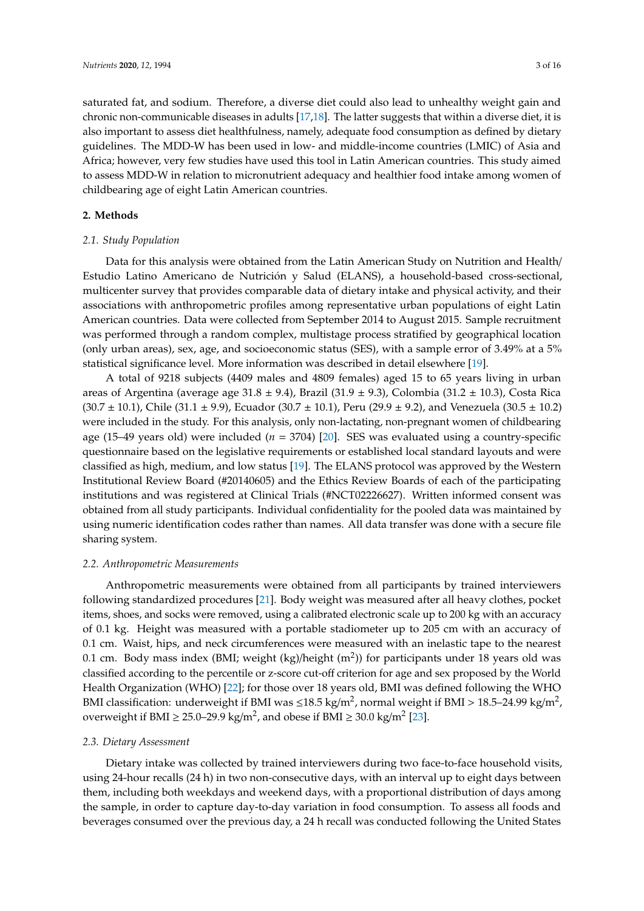saturated fat, and sodium. Therefore, a diverse diet could also lead to unhealthy weight gain and chronic non-communicable diseases in adults [17,18]. The latter suggests that within a diverse diet, it is also important to assess diet healthfulness, namely, adequate food consumption as defined by dietary guidelines. The MDD-W has been used in low- and middle-income countries (LMIC) of Asia and Africa; however, very few studies have used this tool in Latin American countries. This study aimed to assess MDD-W in relation to micronutrient adequacy and healthier food intake among women of childbearing age of eight Latin American countries.

## 2. Methods

### 2.1. Study Population

Data for this analysis were obtained from the Latin American Study on Nutrition and Health/Estudio Latino Americano de Nutrición y Salud (ELANS), a household-based cross-sectional, multicenter survey that provides comparable data of dietary intake and physical activity, and their associations with anthropometric profiles among representative urban populations of eight Latin American countries. Data were collected from September 2014 to August 2015. Sample recruitment was performed through a random complex, multistage process stratified by geographical location (only urban areas), sex, age, and socioeconomic status (SES), with a sample error of 3.49% at a 5% statistical significance level. More information was described in detail elsewhere [19].

A total of 9218 subjects (4409 males and 4809 females) aged 15 to 65 years living in urban areas of Argentina (average age 31.8 ± 9.4), Brazil (31.9 ± 9.3), Colombia (31.2 ± 10.3), Costa Rica (30.7 ± 10.1), Chile (31.1 ± 9.9), Ecuador (30.7 ± 10.1), Peru (29.9 ± 9.2), and Venezuela (30.5 ± 10.2) were included in the study. For this analysis, only non-lactating, non-pregnant women of childbearing age (15–49 years old) were included ($n$ = 3704) [20]. SES was evaluated using a country-specific questionnaire based on the legislative requirements or established local standard layouts and were classified as high, medium, and low status [19]. The ELANS protocol was approved by the Western Institutional Review Board (#20140605) and the Ethics Review Boards of each of the participating institutions and was registered at Clinical Trials (#NCT02226627). Written informed consent was obtained from all study participants. Individual confidentiality for the pooled data was maintained by using numeric identification codes rather than names. All data transfer was done with a secure file sharing system.

### 2.2. Anthropometric Measurements

Anthropometric measurements were obtained from all participants by trained interviewers following standardized procedures [21]. Body weight was measured after all heavy clothes, pocket items, shoes, and socks were removed, using a calibrated electronic scale up to 200 kg with an accuracy of 0.1 kg. Height was measured with a portable stadiometer up to 205 cm with an accuracy of 0.1 cm. Waist, hips, and neck circumferences were measured with an inelastic tape to the nearest 0.1 cm. Body mass index (BMI; weight (kg)/height ($m^2$)) for participants under 18 years old was classified according to the percentile or z-score cut-off criterion for age and sex proposed by the World Health Organization (WHO) [22]; for those over 18 years old, BMI was defined following the WHO BMI classification: underweight if BMI was ≤18.5 kg/$m^2$, normal weight if BMI > 18.5–24.99 kg/$m^2$, overweight if BMI ≥ 25.0–29.9 kg/$m^2$, and obese if BMI ≥ 30.0 kg/$m^2$ [23].

### 2.3. Dietary Assessment

Dietary intake was collected by trained interviewers during two face-to-face household visits, using 24-hour recalls (24 h) in two non-consecutive days, with an interval up to eight days between them, including both weekdays and weekend days, with a proportional distribution of days among the sample, in order to capture day-to-day variation in food consumption. To assess all foods and beverages consumed over the previous day, a 24 h recall was conducted following the United States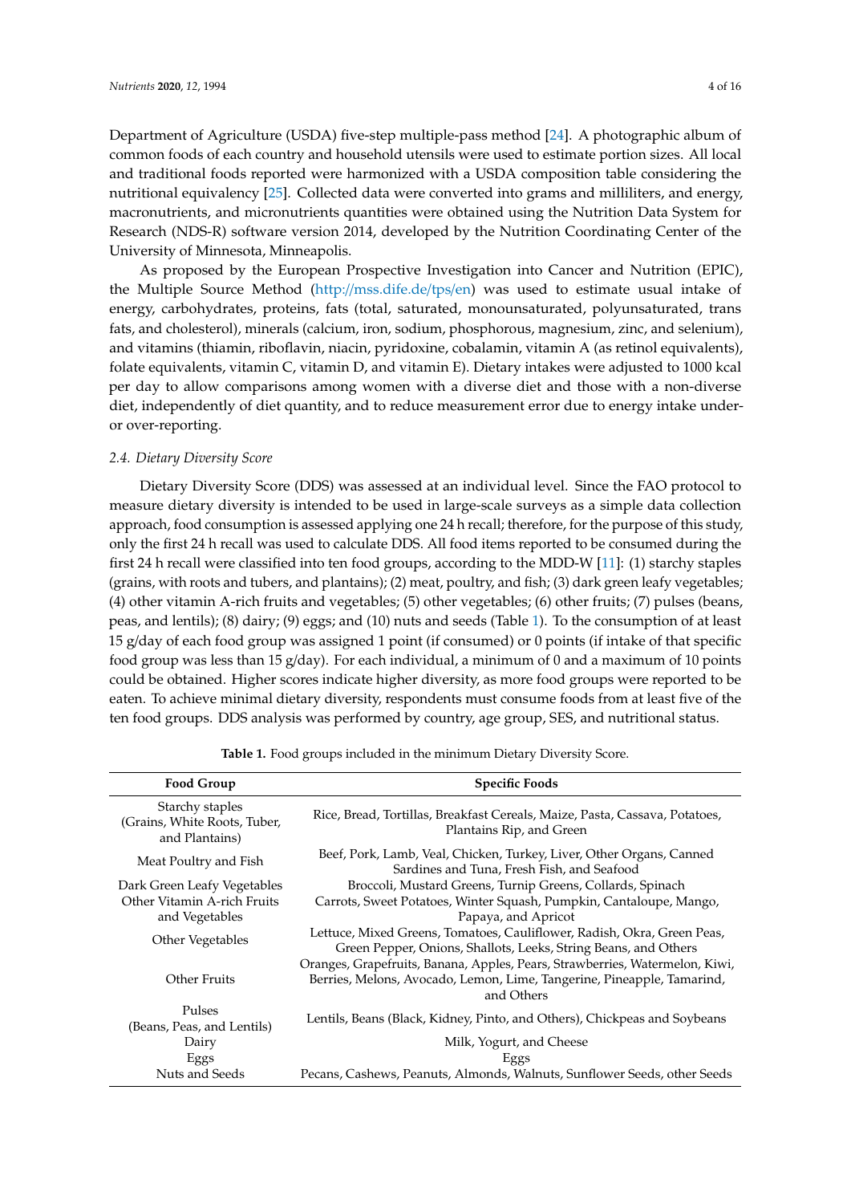Department of Agriculture (USDA) five-step multiple-pass method [24]. A photographic album of common foods of each country and household utensils were used to estimate portion sizes. All local and traditional foods reported were harmonized with a USDA composition table considering the nutritional equivalency [25]. Collected data were converted into grams and milliliters, and energy, macronutrients, and micronutrients quantities were obtained using the Nutrition Data System for Research (NDS-R) software version 2014, developed by the Nutrition Coordinating Center of the University of Minnesota, Minneapolis.

As proposed by the European Prospective Investigation into Cancer and Nutrition (EPIC), the Multiple Source Method (http://mss.dife.de/tps/en) was used to estimate usual intake of energy, carbohydrates, proteins, fats (total, saturated, monounsaturated, polyunsaturated, trans fats, and cholesterol), minerals (calcium, iron, sodium, phosphorous, magnesium, zinc, and selenium), and vitamins (thiamin, riboflavin, niacin, pyridoxine, cobalamin, vitamin A (as retinol equivalents), folate equivalents, vitamin C, vitamin D, and vitamin E). Dietary intakes were adjusted to 1000 kcal per day to allow comparisons among women with a diverse diet and those with a non-diverse diet, independently of diet quantity, and to reduce measurement error due to energy intake under- or over-reporting.

### 2.4. Dietary Diversity Score

Dietary Diversity Score (DDS) was assessed at an individual level. Since the FAO protocol to measure dietary diversity is intended to be used in large-scale surveys as a simple data collection approach, food consumption is assessed applying one 24 h recall; therefore, for the purpose of this study, only the first 24 h recall was used to calculate DDS. All food items reported to be consumed during the first 24 h recall were classified into ten food groups, according to the MDD-W [11]: (1) starchy staples (grains, with roots and tubers, and plantains); (2) meat, poultry, and fish; (3) dark green leafy vegetables; (4) other vitamin A-rich fruits and vegetables; (5) other vegetables; (6) other fruits; (7) pulses (beans, peas, and lentils); (8) dairy; (9) eggs; and (10) nuts and seeds (Table 1). To the consumption of at least 15 g/day of each food group was assigned 1 point (if consumed) or 0 points (if intake of that specific food group was less than 15 g/day). For each individual, a minimum of 0 and a maximum of 10 points could be obtained. Higher scores indicate higher diversity, as more food groups were reported to be eaten. To achieve minimal dietary diversity, respondents must consume foods from at least five of the ten food groups. DDS analysis was performed by country, age group, SES, and nutritional status.

**Table 1.** Food groups included in the minimum Dietary Diversity Score.

| Food Group | Specific Foods |
|---|---|
| Starchy staples (Grains, White Roots, Tuber, and Plantains) | Rice, Bread, Tortillas, Breakfast Cereals, Maize, Pasta, Cassava, Potatoes, Plantains Rip, and Green |
| Meat Poultry and Fish | Beef, Pork, Lamb, Veal, Chicken, Turkey, Liver, Other Organs, Canned Sardines and Tuna, Fresh Fish, and Seafood |
| Dark Green Leafy Vegetables | Broccoli, Mustard Greens, Turnip Greens, Collards, Spinach |
| Other Vitamin A-rich Fruits and Vegetables | Carrots, Sweet Potatoes, Winter Squash, Pumpkin, Cantaloupe, Mango, Papaya, and Apricot |
| Other Vegetables | Lettuce, Mixed Greens, Tomatoes, Cauliflower, Radish, Okra, Green Peas, Green Pepper, Onions, Shallots, Leeks, String Beans, and Others |
| Other Fruits | Oranges, Grapefruits, Banana, Apples, Pears, Strawberries, Watermelon, Kiwi, Berries, Melons, Avocado, Lemon, Lime, Tangerine, Pineapple, Tamarind, and Others |
| Pulses (Beans, Peas, and Lentils) | Lentils, Beans (Black, Kidney, Pinto, and Others), Chickpeas and Soybeans |
| Dairy | Milk, Yogurt, and Cheese |
| Eggs | Eggs |
| Nuts and Seeds | Pecans, Cashews, Peanuts, Almonds, Walnuts, Sunflower Seeds, other Seeds |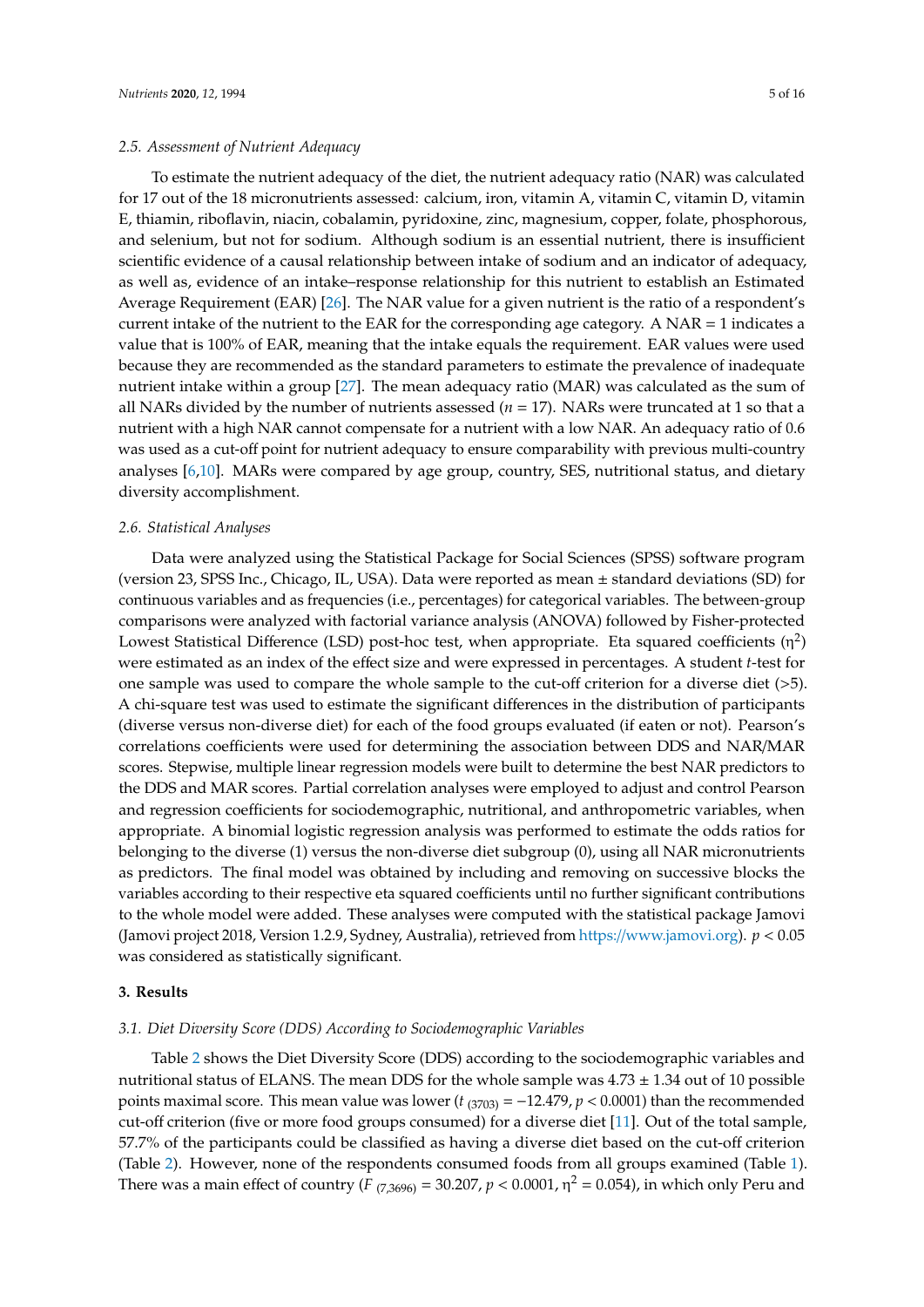### 2.5. Assessment of Nutrient Adequacy

To estimate the nutrient adequacy of the diet, the nutrient adequacy ratio (NAR) was calculated for 17 out of the 18 micronutrients assessed: calcium, iron, vitamin A, vitamin C, vitamin D, vitamin E, thiamin, riboflavin, niacin, cobalamin, pyridoxine, zinc, magnesium, copper, folate, phosphorous, and selenium, but not for sodium. Although sodium is an essential nutrient, there is insufficient scientific evidence of a causal relationship between intake of sodium and an indicator of adequacy, as well as, evidence of an intake–response relationship for this nutrient to establish an Estimated Average Requirement (EAR) [26]. The NAR value for a given nutrient is the ratio of a respondent's current intake of the nutrient to the EAR for the corresponding age category. A NAR = 1 indicates a value that is 100% of EAR, meaning that the intake equals the requirement. EAR values were used because they are recommended as the standard parameters to estimate the prevalence of inadequate nutrient intake within a group [27]. The mean adequacy ratio (MAR) was calculated as the sum of all NARs divided by the number of nutrients assessed ($n$ = 17). NARs were truncated at 1 so that a nutrient with a high NAR cannot compensate for a nutrient with a low NAR. An adequacy ratio of 0.6 was used as a cut-off point for nutrient adequacy to ensure comparability with previous multi-country analyses [6,10]. MARs were compared by age group, country, SES, nutritional status, and dietary diversity accomplishment.

### 2.6. Statistical Analyses

Data were analyzed using the Statistical Package for Social Sciences (SPSS) software program (version 23, SPSS Inc., Chicago, IL, USA). Data were reported as mean ± standard deviations (SD) for continuous variables and as frequencies (i.e., percentages) for categorical variables. The between-group comparisons were analyzed with factorial variance analysis (ANOVA) followed by Fisher-protected Lowest Statistical Difference (LSD) post-hoc test, when appropriate. Eta squared coefficients ($\eta^2$) were estimated as an index of the effect size and were expressed in percentages. A student $t$-test for one sample was used to compare the whole sample to the cut-off criterion for a diverse diet (>5). A chi-square test was used to estimate the significant differences in the distribution of participants (diverse versus non-diverse diet) for each of the food groups evaluated (if eaten or not). Pearson's correlations coefficients were used for determining the association between DDS and NAR/MAR scores. Stepwise, multiple linear regression models were built to determine the best NAR predictors to the DDS and MAR scores. Partial correlation analyses were employed to adjust and control Pearson and regression coefficients for sociodemographic, nutritional, and anthropometric variables, when appropriate. A binomial logistic regression analysis was performed to estimate the odds ratios for belonging to the diverse (1) versus the non-diverse diet subgroup (0), using all NAR micronutrients as predictors. The final model was obtained by including and removing on successive blocks the variables according to their respective eta squared coefficients until no further significant contributions to the whole model were added. These analyses were computed with the statistical package Jamovi (Jamovi project 2018, Version 1.2.9, Sydney, Australia), retrieved from https://www.jamovi.org). $p < 0.05$ was considered as statistically significant.

## 3. Results

### 3.1. Diet Diversity Score (DDS) According to Sociodemographic Variables

Table 2 shows the Diet Diversity Score (DDS) according to the sociodemographic variables and nutritional status of ELANS. The mean DDS for the whole sample was 4.73 ± 1.34 out of 10 possible points maximal score. This mean value was lower ($t_{(3703)} = -12.479$, $p < 0.0001$) than the recommended cut-off criterion (five or more food groups consumed) for a diverse diet [11]. Out of the total sample, 57.7% of the participants could be classified as having a diverse diet based on the cut-off criterion (Table 2). However, none of the respondents consumed foods from all groups examined (Table 1). There was a main effect of country ($F_{(7,3696)} = 30.207$, $p < 0.0001$, $\eta^2 = 0.054$), in which only Peru and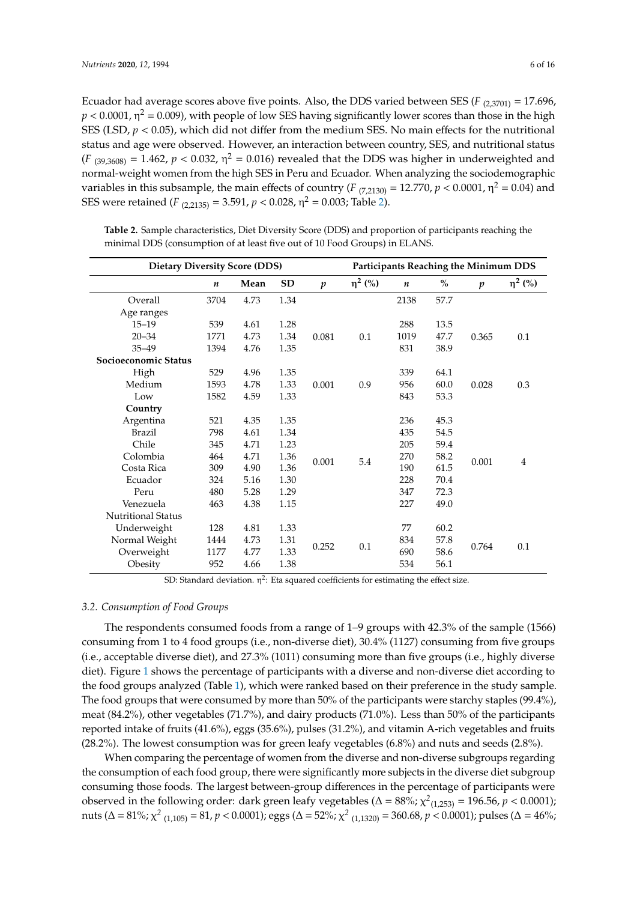Ecuador had average scores above five points. Also, the DDS varied between SES ($F_{(2,3701)} = 17.696$, $p < 0.0001$, $\eta^2 = 0.009$), with people of low SES having significantly lower scores than those in the high SES (LSD, $p < 0.05$), which did not differ from the medium SES. No main effects for the nutritional status and age were observed. However, an interaction between country, SES, and nutritional status ($F_{(39,3608)} = 1.462$, $p < 0.032$, $\eta^2 = 0.016$) revealed that the DDS was higher in underweighted and normal-weight women from the high SES in Peru and Ecuador. When analyzing the sociodemographic variables in this subsample, the main effects of country ($F_{(7,2130)} = 12.770$, $p < 0.0001$, $\eta^2 = 0.04$) and SES were retained ($F_{(2,2135)} = 3.591$, $p < 0.028$, $\eta^2 = 0.003$; Table 2).

**Table 2.** Sample characteristics, Diet Diversity Score (DDS) and proportion of participants reaching the minimal DDS (consumption of at least five out of 10 Food Groups) in ELANS.

| Dietary Diversity Score (DDS) | | | | | | Participants Reaching the Minimum DDS | | | |
|---|---|---|---|---|---|---|---|---|---|
| | $n$ | Mean | SD | $p$ | $\eta^2$ (%) | $n$ | % | $p$ | $\eta^2$ (%) |
| Overall | 3704 | 4.73 | 1.34 | | | 2138 | 57.7 | | |
| Age ranges | | | | | | | | | |
| 15–19 | 539 | 4.61 | 1.28 | | | 288 | 13.5 | | |
| 20–34 | 1771 | 4.73 | 1.34 | 0.081 | 0.1 | 1019 | 47.7 | 0.365 | 0.1 |
| 35–49 | 1394 | 4.76 | 1.35 | | | 831 | 38.9 | | |
| **Socioeconomic Status** | | | | | | | | | |
| High | 529 | 4.96 | 1.35 | | | 339 | 64.1 | | |
| Medium | 1593 | 4.78 | 1.33 | 0.001 | 0.9 | 956 | 60.0 | 0.028 | 0.3 |
| Low | 1582 | 4.59 | 1.33 | | | 843 | 53.3 | | |
| **Country** | | | | | | | | | |
| Argentina | 521 | 4.35 | 1.35 | | | 236 | 45.3 | | |
| Brazil | 798 | 4.61 | 1.34 | | | 435 | 54.5 | | |
| Chile | 345 | 4.71 | 1.23 | | | 205 | 59.4 | | |
| Colombia | 464 | 4.71 | 1.36 | 0.001 | 5.4 | 270 | 58.2 | 0.001 | 4 |
| Costa Rica | 309 | 4.90 | 1.36 | | | 190 | 61.5 | | |
| Ecuador | 324 | 5.16 | 1.30 | | | 228 | 70.4 | | |
| Peru | 480 | 5.28 | 1.29 | | | 347 | 72.3 | | |
| Venezuela | 463 | 4.38 | 1.15 | | | 227 | 49.0 | | |
| Nutritional Status | | | | | | | | | |
| Underweight | 128 | 4.81 | 1.33 | | | 77 | 60.2 | | |
| Normal Weight | 1444 | 4.73 | 1.31 | 0.252 | 0.1 | 834 | 57.8 | 0.764 | 0.1 |
| Overweight | 1177 | 4.77 | 1.33 | | | 690 | 58.6 | | |
| Obesity | 952 | 4.66 | 1.38 | | | 534 | 56.1 | | |

SD: Standard deviation. $\eta^2$: Eta squared coefficients for estimating the effect size.

### *3.2. Consumption of Food Groups*

The respondents consumed foods from a range of 1–9 groups with 42.3% of the sample (1566) consuming from 1 to 4 food groups (i.e., non-diverse diet), 30.4% (1127) consuming from five groups (i.e., acceptable diverse diet), and 27.3% (1011) consuming more than five groups (i.e., highly diverse diet). Figure 1 shows the percentage of participants with a diverse and non-diverse diet according to the food groups analyzed (Table 1), which were ranked based on their preference in the study sample. The food groups that were consumed by more than 50% of the participants were starchy staples (99.4%), meat (84.2%), other vegetables (71.7%), and dairy products (71.0%). Less than 50% of the participants reported intake of fruits (41.6%), eggs (35.6%), pulses (31.2%), and vitamin A-rich vegetables and fruits (28.2%). The lowest consumption was for green leafy vegetables (6.8%) and nuts and seeds (2.8%).

When comparing the percentage of women from the diverse and non-diverse subgroups regarding the consumption of each food group, there were significantly more subjects in the diverse diet subgroup consuming those foods. The largest between-group differences in the percentage of participants were observed in the following order: dark green leafy vegetables ($\Delta = 88\%$; $\chi^2_{(1,253)} = 196.56$, $p < 0.0001$); nuts ($\Delta = 81\%$; $\chi^2_{(1,105)} = 81$, $p < 0.0001$); eggs ($\Delta = 52\%$; $\chi^2_{(1,1320)} = 360.68$, $p < 0.0001$); pulses ($\Delta = 46\%$;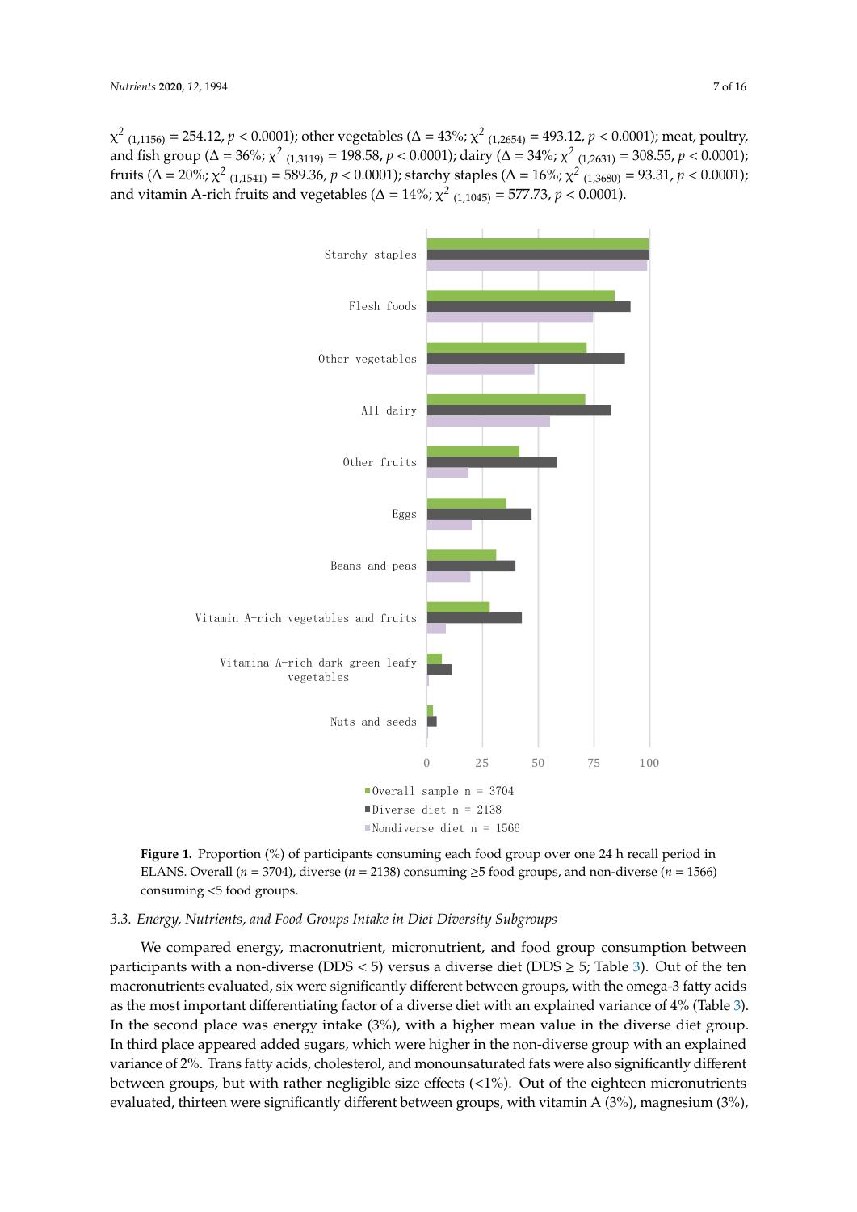$\chi^2_{(1,1156)} = 254.12$, $p < 0.0001$); other vegetables ($\Delta = 43\%$; $\chi^2_{(1,2654)} = 493.12$, $p < 0.0001$); meat, poultry, and fish group ($\Delta = 36\%$; $\chi^2_{(1,3119)} = 198.58$, $p < 0.0001$); dairy ($\Delta = 34\%$; $\chi^2_{(1,2631)} = 308.55$, $p < 0.0001$); fruits ($\Delta = 20\%$; $\chi^2_{(1,1541)} = 589.36$, $p < 0.0001$); starchy staples ($\Delta = 16\%$; $\chi^2_{(1,3680)} = 93.31$, $p < 0.0001$); and vitamin A-rich fruits and vegetables ($\Delta = 14\%$; $\chi^2_{(1,1045)} = 577.73$, $p < 0.0001$).

**Figure 1.** Proportion (%) of participants consuming each food group over one 24 h recall period in ELANS. Overall ($n$ = 3704), diverse ($n$ = 2138) consuming ≥5 food groups, and non-diverse ($n$ = 1566) consuming <5 food groups.

### 3.3. Energy, Nutrients, and Food Groups Intake in Diet Diversity Subgroups

We compared energy, macronutrient, micronutrient, and food group consumption between participants with a non-diverse (DDS < 5) versus a diverse diet (DDS ≥ 5; Table 3). Out of the ten macronutrients evaluated, six were significantly different between groups, with the omega-3 fatty acids as the most important differentiating factor of a diverse diet with an explained variance of 4% (Table 3). In the second place was energy intake (3%), with a higher mean value in the diverse diet group. In third place appeared added sugars, which were higher in the non-diverse group with an explained variance of 2%. Trans fatty acids, cholesterol, and monounsaturated fats were also significantly different between groups, but with rather negligible size effects (<1%). Out of the eighteen micronutrients evaluated, thirteen were significantly different between groups, with vitamin A (3%), magnesium (3%),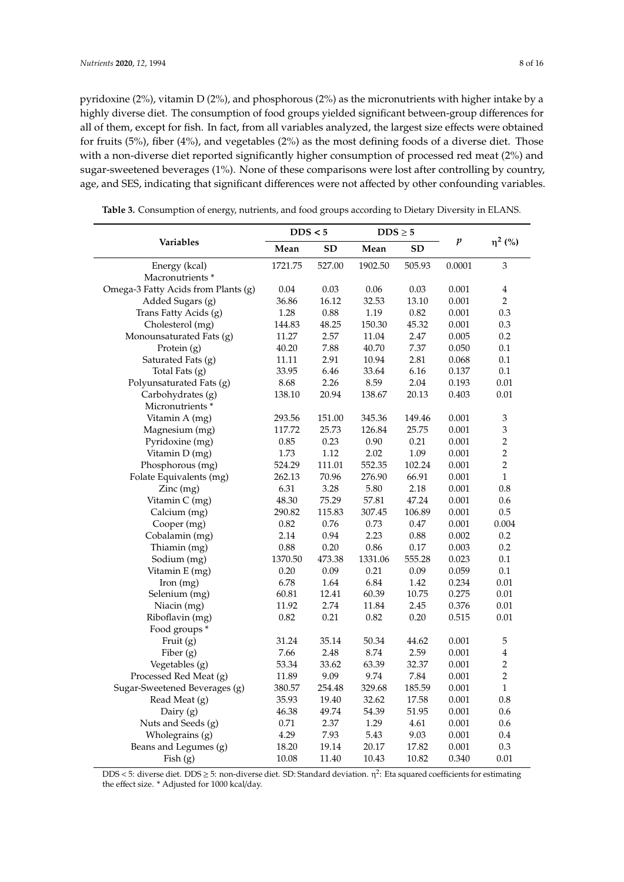pyridoxine (2%), vitamin D (2%), and phosphorous (2%) as the micronutrients with higher intake by a highly diverse diet. The consumption of food groups yielded significant between-group differences for all of them, except for fish. In fact, from all variables analyzed, the largest size effects were obtained for fruits (5%), fiber (4%), and vegetables (2%) as the most defining foods of a diverse diet. Those with a non-diverse diet reported significantly higher consumption of processed red meat (2%) and sugar-sweetened beverages (1%). None of these comparisons were lost after controlling by country, age, and SES, indicating that significant differences were not affected by other confounding variables.

**Table 3.** Consumption of energy, nutrients, and food groups according to Dietary Diversity in ELANS.

| Variables | DDS < 5 | | DDS ≥ 5 | | $p$ | $\eta^2$ (%) |
|---|---|---|---|---|---|---|
| | Mean | SD | Mean | SD | | |
| Energy (kcal) | 1721.75 | 527.00 | 1902.50 | 505.93 | 0.0001 | 3 |
| Macronutrients * | | | | | | |
| Omega-3 Fatty Acids from Plants (g) | 0.04 | 0.03 | 0.06 | 0.03 | 0.001 | 4 |
| Added Sugars (g) | 36.86 | 16.12 | 32.53 | 13.10 | 0.001 | 2 |
| Trans Fatty Acids (g) | 1.28 | 0.88 | 1.19 | 0.82 | 0.001 | 0.3 |
| Cholesterol (mg) | 144.83 | 48.25 | 150.30 | 45.32 | 0.001 | 0.3 |
| Monounsaturated Fats (g) | 11.27 | 2.57 | 11.04 | 2.47 | 0.005 | 0.2 |
| Protein (g) | 40.20 | 7.88 | 40.70 | 7.37 | 0.050 | 0.1 |
| Saturated Fats (g) | 11.11 | 2.91 | 10.94 | 2.81 | 0.068 | 0.1 |
| Total Fats (g) | 33.95 | 6.46 | 33.64 | 6.16 | 0.137 | 0.1 |
| Polyunsaturated Fats (g) | 8.68 | 2.26 | 8.59 | 2.04 | 0.193 | 0.01 |
| Carbohydrates (g) | 138.10 | 20.94 | 138.67 | 20.13 | 0.403 | 0.01 |
| Micronutrients * | | | | | | |
| Vitamin A (mg) | 293.56 | 151.00 | 345.36 | 149.46 | 0.001 | 3 |
| Magnesium (mg) | 117.72 | 25.73 | 126.84 | 25.75 | 0.001 | 3 |
| Pyridoxine (mg) | 0.85 | 0.23 | 0.90 | 0.21 | 0.001 | 2 |
| Vitamin D (mg) | 1.73 | 1.12 | 2.02 | 1.09 | 0.001 | 2 |
| Phosphorous (mg) | 524.29 | 111.01 | 552.35 | 102.24 | 0.001 | 2 |
| Folate Equivalents (mg) | 262.13 | 70.96 | 276.90 | 66.91 | 0.001 | 1 |
| Zinc (mg) | 6.31 | 3.28 | 5.80 | 2.18 | 0.001 | 0.8 |
| Vitamin C (mg) | 48.30 | 75.29 | 57.81 | 47.24 | 0.001 | 0.6 |
| Calcium (mg) | 290.82 | 115.83 | 307.45 | 106.89 | 0.001 | 0.5 |
| Cooper (mg) | 0.82 | 0.76 | 0.73 | 0.47 | 0.001 | 0.004 |
| Cobalamin (mg) | 2.14 | 0.94 | 2.23 | 0.88 | 0.002 | 0.2 |
| Thiamin (mg) | 0.88 | 0.20 | 0.86 | 0.17 | 0.003 | 0.2 |
| Sodium (mg) | 1370.50 | 473.38 | 1331.06 | 555.28 | 0.023 | 0.1 |
| Vitamin E (mg) | 0.20 | 0.09 | 0.21 | 0.09 | 0.059 | 0.1 |
| Iron (mg) | 6.78 | 1.64 | 6.84 | 1.42 | 0.234 | 0.01 |
| Selenium (mg) | 60.81 | 12.41 | 60.39 | 10.75 | 0.275 | 0.01 |
| Niacin (mg) | 11.92 | 2.74 | 11.84 | 2.45 | 0.376 | 0.01 |
| Riboflavin (mg) | 0.82 | 0.21 | 0.82 | 0.20 | 0.515 | 0.01 |
| Food groups * | | | | | | |
| Fruit (g) | 31.24 | 35.14 | 50.34 | 44.62 | 0.001 | 5 |
| Fiber (g) | 7.66 | 2.48 | 8.74 | 2.59 | 0.001 | 4 |
| Vegetables (g) | 53.34 | 33.62 | 63.39 | 32.37 | 0.001 | 2 |
| Processed Red Meat (g) | 11.89 | 9.09 | 9.74 | 7.84 | 0.001 | 2 |
| Sugar-Sweetened Beverages (g) | 380.57 | 254.48 | 329.68 | 185.59 | 0.001 | 1 |
| Read Meat (g) | 35.93 | 19.40 | 32.62 | 17.58 | 0.001 | 0.8 |
| Dairy (g) | 46.38 | 49.74 | 54.39 | 51.95 | 0.001 | 0.6 |
| Nuts and Seeds (g) | 0.71 | 2.37 | 1.29 | 4.61 | 0.001 | 0.6 |
| Wholegrains (g) | 4.29 | 7.93 | 5.43 | 9.03 | 0.001 | 0.4 |
| Beans and Legumes (g) | 18.20 | 19.14 | 20.17 | 17.82 | 0.001 | 0.3 |
| Fish (g) | 10.08 | 11.40 | 10.43 | 10.82 | 0.340 | 0.01 |

DDS < 5: diverse diet. DDS ≥ 5: non-diverse diet. SD: Standard deviation. $\eta^2$: Eta squared coefficients for estimating the effect size. * Adjusted for 1000 kcal/day.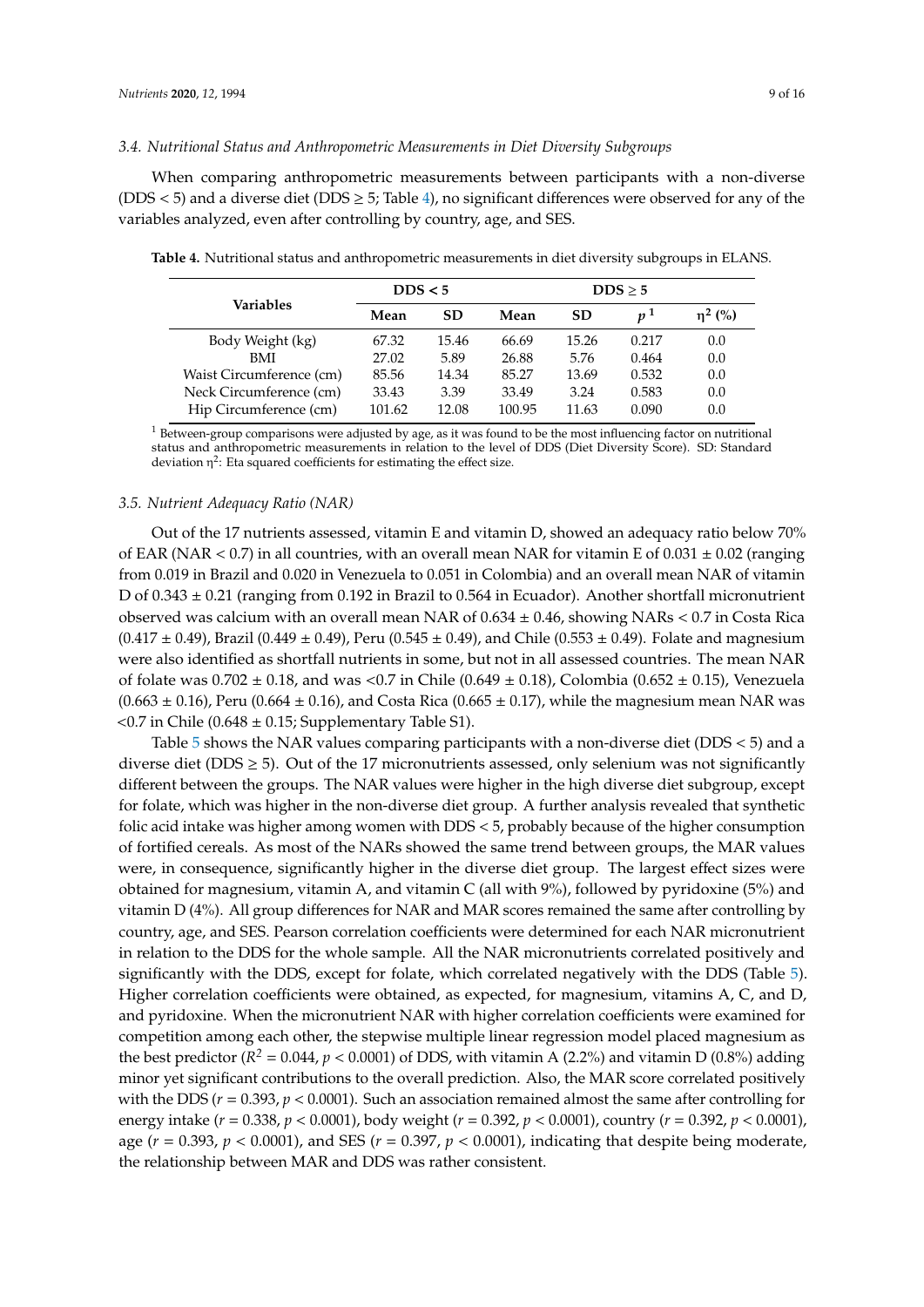### 3.4. Nutritional Status and Anthropometric Measurements in Diet Diversity Subgroups

When comparing anthropometric measurements between participants with a non-diverse (DDS < 5) and a diverse diet (DDS ≥ 5; Table 4), no significant differences were observed for any of the variables analyzed, even after controlling by country, age, and SES.

**Table 4.** Nutritional status and anthropometric measurements in diet diversity subgroups in ELANS.

| Variables | DDS < 5 | | DDS ≥ 5 | | | |
|---|---|---|---|---|---|---|
| | Mean | SD | Mean | SD | $p$ [1] | $\eta^2$ (%) |
| Body Weight (kg) | 67.32 | 15.46 | 66.69 | 15.26 | 0.217 | 0.0 |
| BMI | 27.02 | 5.89 | 26.88 | 5.76 | 0.464 | 0.0 |
| Waist Circumference (cm) | 85.56 | 14.34 | 85.27 | 13.69 | 0.532 | 0.0 |
| Neck Circumference (cm) | 33.43 | 3.39 | 33.49 | 3.24 | 0.583 | 0.0 |
| Hip Circumference (cm) | 101.62 | 12.08 | 100.95 | 11.63 | 0.090 | 0.0 |

[1] Between-group comparisons were adjusted by age, as it was found to be the most influencing factor on nutritional status and anthropometric measurements in relation to the level of DDS (Diet Diversity Score). SD: Standard deviation $\eta^2$: Eta squared coefficients for estimating the effect size.

### 3.5. Nutrient Adequacy Ratio (NAR)

Out of the 17 nutrients assessed, vitamin E and vitamin D, showed an adequacy ratio below 70% of EAR (NAR < 0.7) in all countries, with an overall mean NAR for vitamin E of 0.031 ± 0.02 (ranging from 0.019 in Brazil and 0.020 in Venezuela to 0.051 in Colombia) and an overall mean NAR of vitamin D of 0.343 ± 0.21 (ranging from 0.192 in Brazil to 0.564 in Ecuador). Another shortfall micronutrient observed was calcium with an overall mean NAR of 0.634 ± 0.46, showing NARs < 0.7 in Costa Rica (0.417 ± 0.49), Brazil (0.449 ± 0.49), Peru (0.545 ± 0.49), and Chile (0.553 ± 0.49). Folate and magnesium were also identified as shortfall nutrients in some, but not in all assessed countries. The mean NAR of folate was 0.702 ± 0.18, and was <0.7 in Chile (0.649 ± 0.18), Colombia (0.652 ± 0.15), Venezuela (0.663 ± 0.16), Peru (0.664 ± 0.16), and Costa Rica (0.665 ± 0.17), while the magnesium mean NAR was <0.7 in Chile (0.648 ± 0.15; Supplementary Table S1).

Table 5 shows the NAR values comparing participants with a non-diverse diet (DDS < 5) and a diverse diet (DDS ≥ 5). Out of the 17 micronutrients assessed, only selenium was not significantly different between the groups. The NAR values were higher in the high diverse diet subgroup, except for folate, which was higher in the non-diverse diet group. A further analysis revealed that synthetic folic acid intake was higher among women with DDS < 5, probably because of the higher consumption of fortified cereals. As most of the NARs showed the same trend between groups, the MAR values were, in consequence, significantly higher in the diverse diet group. The largest effect sizes were obtained for magnesium, vitamin A, and vitamin C (all with 9%), followed by pyridoxine (5%) and vitamin D (4%). All group differences for NAR and MAR scores remained the same after controlling by country, age, and SES. Pearson correlation coefficients were determined for each NAR micronutrient in relation to the DDS for the whole sample. All the NAR micronutrients correlated positively and significantly with the DDS, except for folate, which correlated negatively with the DDS (Table 5). Higher correlation coefficients were obtained, as expected, for magnesium, vitamins A, C, and D, and pyridoxine. When the micronutrient NAR with higher correlation coefficients were examined for competition among each other, the stepwise multiple linear regression model placed magnesium as the best predictor ($R^2 = 0.044$, $p < 0.0001$) of DDS, with vitamin A (2.2%) and vitamin D (0.8%) adding minor yet significant contributions to the overall prediction. Also, the MAR score correlated positively with the DDS ($r = 0.393$, $p < 0.0001$). Such an association remained almost the same after controlling for energy intake ($r = 0.338$, $p < 0.0001$), body weight ($r = 0.392$, $p < 0.0001$), country ($r = 0.392$, $p < 0.0001$), age ($r = 0.393$, $p < 0.0001$), and SES ($r = 0.397$, $p < 0.0001$), indicating that despite being moderate, the relationship between MAR and DDS was rather consistent.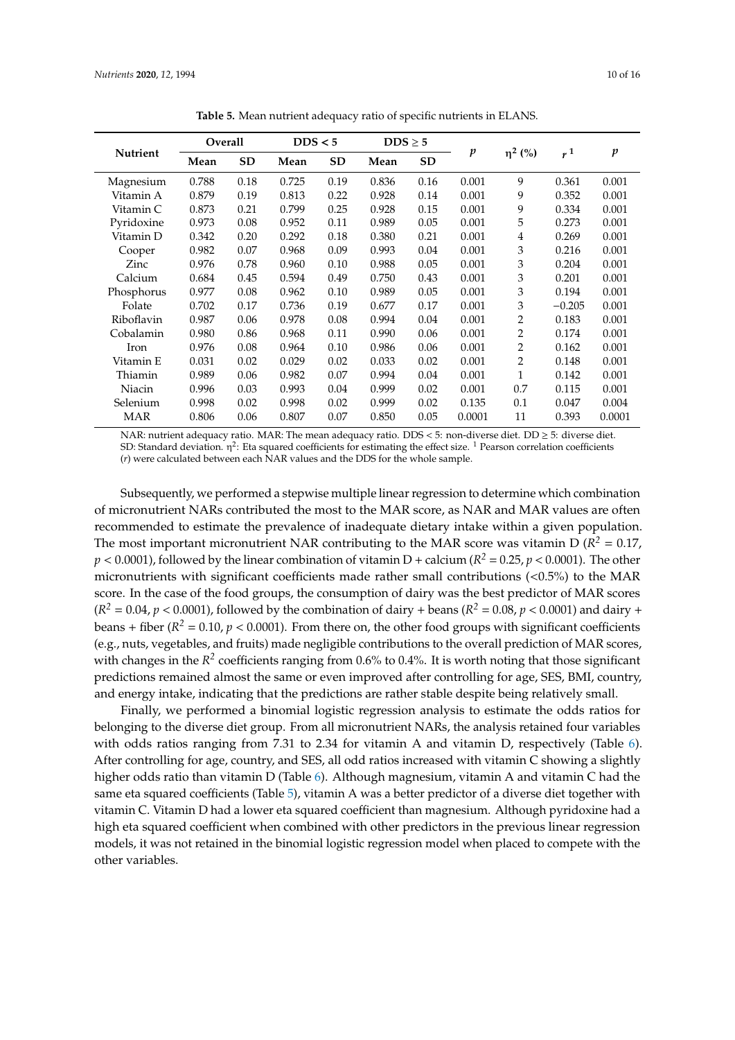**Table 5.** Mean nutrient adequacy ratio of specific nutrients in ELANS.

| Nutrient | Overall | | DDS < 5 | | DDS ≥ 5 | | $p$ | $\eta^2$ (%) | $r$ [1] | $p$ |
|---|---|---|---|---|---|---|---|---|---|---|
| | Mean | SD | Mean | SD | Mean | SD | | | | |
| Magnesium | 0.788 | 0.18 | 0.725 | 0.19 | 0.836 | 0.16 | 0.001 | 9 | 0.361 | 0.001 |
| Vitamin A | 0.879 | 0.19 | 0.813 | 0.22 | 0.928 | 0.14 | 0.001 | 9 | 0.352 | 0.001 |
| Vitamin C | 0.873 | 0.21 | 0.799 | 0.25 | 0.928 | 0.15 | 0.001 | 9 | 0.334 | 0.001 |
| Pyridoxine | 0.973 | 0.08 | 0.952 | 0.11 | 0.989 | 0.05 | 0.001 | 5 | 0.273 | 0.001 |
| Vitamin D | 0.342 | 0.20 | 0.292 | 0.18 | 0.380 | 0.21 | 0.001 | 4 | 0.269 | 0.001 |
| Cooper | 0.982 | 0.07 | 0.968 | 0.09 | 0.993 | 0.04 | 0.001 | 3 | 0.216 | 0.001 |
| Zinc | 0.976 | 0.78 | 0.960 | 0.10 | 0.988 | 0.05 | 0.001 | 3 | 0.204 | 0.001 |
| Calcium | 0.684 | 0.45 | 0.594 | 0.49 | 0.750 | 0.43 | 0.001 | 3 | 0.201 | 0.001 |
| Phosphorus | 0.977 | 0.08 | 0.962 | 0.10 | 0.989 | 0.05 | 0.001 | 3 | 0.194 | 0.001 |
| Folate | 0.702 | 0.17 | 0.736 | 0.19 | 0.677 | 0.17 | 0.001 | 3 | −0.205 | 0.001 |
| Riboflavin | 0.987 | 0.06 | 0.978 | 0.08 | 0.994 | 0.04 | 0.001 | 2 | 0.183 | 0.001 |
| Cobalamin | 0.980 | 0.86 | 0.968 | 0.11 | 0.990 | 0.06 | 0.001 | 2 | 0.174 | 0.001 |
| Iron | 0.976 | 0.08 | 0.964 | 0.10 | 0.986 | 0.06 | 0.001 | 2 | 0.162 | 0.001 |
| Vitamin E | 0.031 | 0.02 | 0.029 | 0.02 | 0.033 | 0.02 | 0.001 | 2 | 0.148 | 0.001 |
| Thiamin | 0.989 | 0.06 | 0.982 | 0.07 | 0.994 | 0.04 | 0.001 | 1 | 0.142 | 0.001 |
| Niacin | 0.996 | 0.03 | 0.993 | 0.04 | 0.999 | 0.02 | 0.001 | 0.7 | 0.115 | 0.001 |
| Selenium | 0.998 | 0.02 | 0.998 | 0.02 | 0.999 | 0.02 | 0.135 | 0.1 | 0.047 | 0.004 |
| MAR | 0.806 | 0.06 | 0.807 | 0.07 | 0.850 | 0.05 | 0.0001 | 11 | 0.393 | 0.0001 |

NAR: nutrient adequacy ratio. MAR: The mean adequacy ratio. DDS < 5: non-diverse diet. DD ≥ 5: diverse diet. SD: Standard deviation. $\eta^2$: Eta squared coefficients for estimating the effect size. [1] Pearson correlation coefficients ($r$) were calculated between each NAR values and the DDS for the whole sample.

Subsequently, we performed a stepwise multiple linear regression to determine which combination of micronutrient NARs contributed the most to the MAR score, as NAR and MAR values are often recommended to estimate the prevalence of inadequate dietary intake within a given population. The most important micronutrient NAR contributing to the MAR score was vitamin D ($R^2$ = 0.17, $p$ < 0.0001), followed by the linear combination of vitamin D + calcium ($R^2$ = 0.25, $p$ < 0.0001). The other micronutrients with significant coefficients made rather small contributions (<0.5%) to the MAR score. In the case of the food groups, the consumption of dairy was the best predictor of MAR scores ($R^2$ = 0.04, $p$ < 0.0001), followed by the combination of dairy + beans ($R^2$ = 0.08, $p$ < 0.0001) and dairy + beans + fiber ($R^2$ = 0.10, $p$ < 0.0001). From there on, the other food groups with significant coefficients (e.g., nuts, vegetables, and fruits) made negligible contributions to the overall prediction of MAR scores, with changes in the $R^2$ coefficients ranging from 0.6% to 0.4%. It is worth noting that those significant predictions remained almost the same or even improved after controlling for age, SES, BMI, country, and energy intake, indicating that the predictions are rather stable despite being relatively small.

Finally, we performed a binomial logistic regression analysis to estimate the odds ratios for belonging to the diverse diet group. From all micronutrient NARs, the analysis retained four variables with odds ratios ranging from 7.31 to 2.34 for vitamin A and vitamin D, respectively (Table 6). After controlling for age, country, and SES, all odd ratios increased with vitamin C showing a slightly higher odds ratio than vitamin D (Table 6). Although magnesium, vitamin A and vitamin C had the same eta squared coefficients (Table 5), vitamin A was a better predictor of a diverse diet together with vitamin C. Vitamin D had a lower eta squared coefficient than magnesium. Although pyridoxine had a high eta squared coefficient when combined with other predictors in the previous linear regression models, it was not retained in the binomial logistic regression model when placed to compete with the other variables.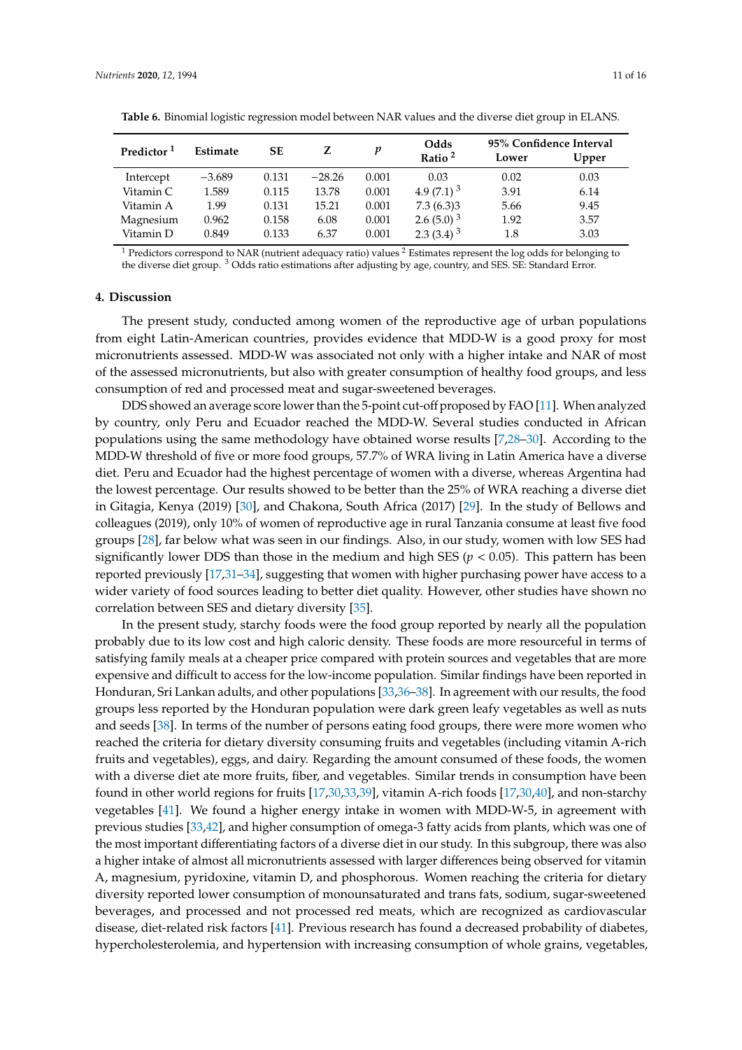**Table 6.** Binomial logistic regression model between NAR values and the diverse diet group in ELANS.

| Predictor [1] | Estimate | SE | Z | *p* | Odds Ratio [2] | 95% Confidence Interval Lower | Upper |
|---|---|---|---|---|---|---|---|
| Intercept | −3.689 | 0.131 | −28.26 | 0.001 | 0.03 | 0.02 | 0.03 |
| Vitamin C | 1.589 | 0.115 | 13.78 | 0.001 | 4.9 (7.1) [3] | 3.91 | 6.14 |
| Vitamin A | 1.99 | 0.131 | 15.21 | 0.001 | 7.3 (6.3)3 | 5.66 | 9.45 |
| Magnesium | 0.962 | 0.158 | 6.08 | 0.001 | 2.6 (5.0) [3] | 1.92 | 3.57 |
| Vitamin D | 0.849 | 0.133 | 6.37 | 0.001 | 2.3 (3.4) [3] | 1.8 | 3.03 |

[1] Predictors correspond to NAR (nutrient adequacy ratio) values [2] Estimates represent the log odds for belonging to the diverse diet group. [3] Odds ratio estimations after adjusting by age, country, and SES. SE: Standard Error.

## 4. Discussion

The present study, conducted among women of the reproductive age of urban populations from eight Latin-American countries, provides evidence that MDD-W is a good proxy for most micronutrients assessed. MDD-W was associated not only with a higher intake and NAR of most of the assessed micronutrients, but also with greater consumption of healthy food groups, and less consumption of red and processed meat and sugar-sweetened beverages.

DDS showed an average score lower than the 5-point cut-off proposed by FAO [11]. When analyzed by country, only Peru and Ecuador reached the MDD-W. Several studies conducted in African populations using the same methodology have obtained worse results [7,28–30]. According to the MDD-W threshold of five or more food groups, 57.7% of WRA living in Latin America have a diverse diet. Peru and Ecuador had the highest percentage of women with a diverse, whereas Argentina had the lowest percentage. Our results showed to be better than the 25% of WRA reaching a diverse diet in Gitagia, Kenya (2019) [30], and Chakona, South Africa (2017) [29]. In the study of Bellows and colleagues (2019), only 10% of women of reproductive age in rural Tanzania consume at least five food groups [28], far below what was seen in our findings. Also, in our study, women with low SES had significantly lower DDS than those in the medium and high SES ($p < 0.05$). This pattern has been reported previously [17,31–34], suggesting that women with higher purchasing power have access to a wider variety of food sources leading to better diet quality. However, other studies have shown no correlation between SES and dietary diversity [35].

In the present study, starchy foods were the food group reported by nearly all the population probably due to its low cost and high caloric density. These foods are more resourceful in terms of satisfying family meals at a cheaper price compared with protein sources and vegetables that are more expensive and difficult to access for the low-income population. Similar findings have been reported in Honduran, Sri Lankan adults, and other populations [33,36–38]. In agreement with our results, the food groups less reported by the Honduran population were dark green leafy vegetables as well as nuts and seeds [38]. In terms of the number of persons eating food groups, there were more women who reached the criteria for dietary diversity consuming fruits and vegetables (including vitamin A-rich fruits and vegetables), eggs, and dairy. Regarding the amount consumed of these foods, the women with a diverse diet ate more fruits, fiber, and vegetables. Similar trends in consumption have been found in other world regions for fruits [17,30,33,39], vitamin A-rich foods [17,30,40], and non-starchy vegetables [41]. We found a higher energy intake in women with MDD-W-5, in agreement with previous studies [33,42], and higher consumption of omega-3 fatty acids from plants, which was one of the most important differentiating factors of a diverse diet in our study. In this subgroup, there was also a higher intake of almost all micronutrients assessed with larger differences being observed for vitamin A, magnesium, pyridoxine, vitamin D, and phosphorous. Women reaching the criteria for dietary diversity reported lower consumption of monounsaturated and trans fats, sodium, sugar-sweetened beverages, and processed and not processed red meats, which are recognized as cardiovascular disease, diet-related risk factors [41]. Previous research has found a decreased probability of diabetes, hypercholesterolemia, and hypertension with increasing consumption of whole grains, vegetables,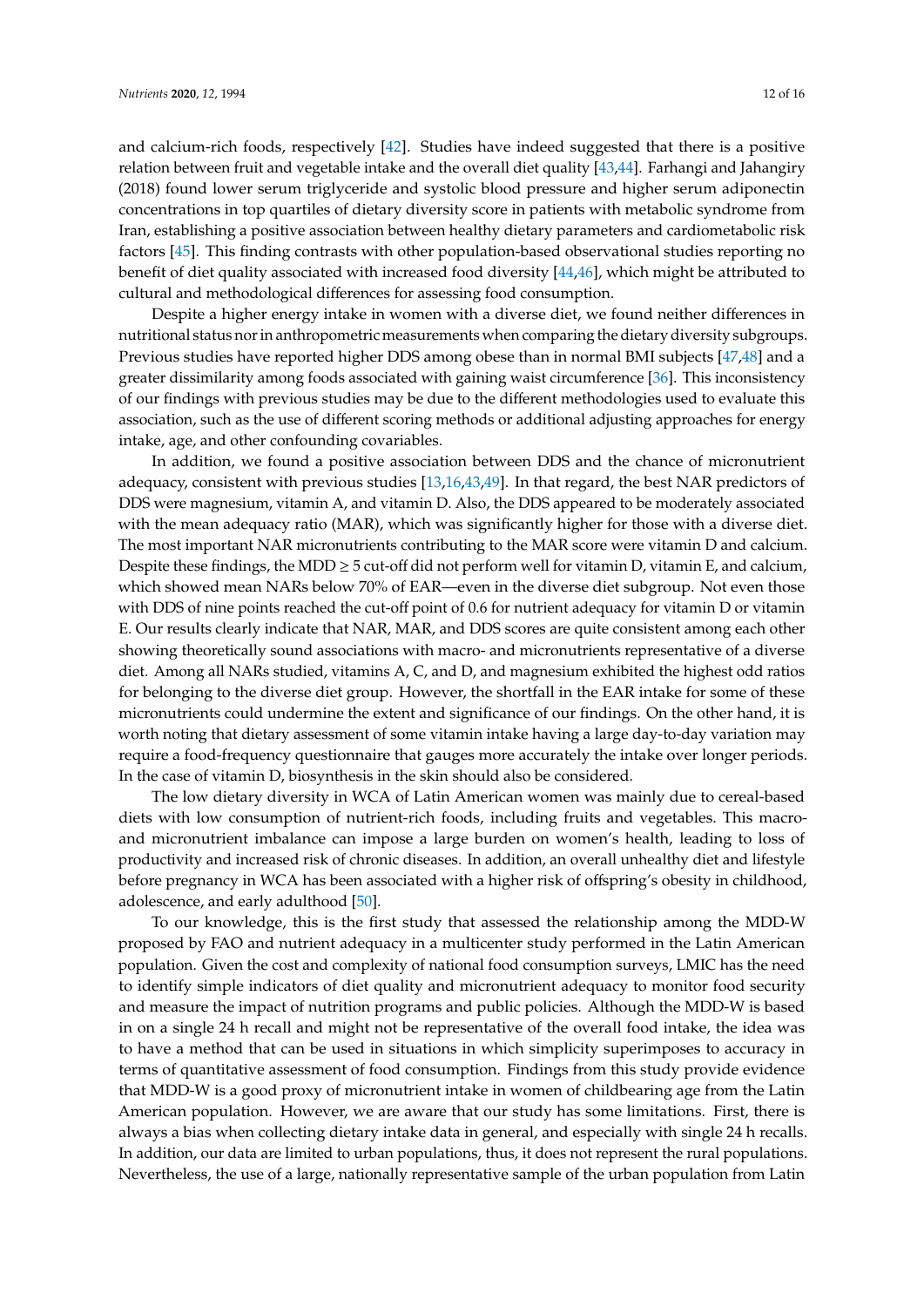and calcium-rich foods, respectively [42]. Studies have indeed suggested that there is a positive relation between fruit and vegetable intake and the overall diet quality [43,44]. Farhangi and Jahangiry (2018) found lower serum triglyceride and systolic blood pressure and higher serum adiponectin concentrations in top quartiles of dietary diversity score in patients with metabolic syndrome from Iran, establishing a positive association between healthy dietary parameters and cardiometabolic risk factors [45]. This finding contrasts with other population-based observational studies reporting no benefit of diet quality associated with increased food diversity [44,46], which might be attributed to cultural and methodological differences for assessing food consumption.

Despite a higher energy intake in women with a diverse diet, we found neither differences in nutritional status nor in anthropometric measurements when comparing the dietary diversity subgroups. Previous studies have reported higher DDS among obese than in normal BMI subjects [47,48] and a greater dissimilarity among foods associated with gaining waist circumference [36]. This inconsistency of our findings with previous studies may be due to the different methodologies used to evaluate this association, such as the use of different scoring methods or additional adjusting approaches for energy intake, age, and other confounding covariables.

In addition, we found a positive association between DDS and the chance of micronutrient adequacy, consistent with previous studies [13,16,43,49]. In that regard, the best NAR predictors of DDS were magnesium, vitamin A, and vitamin D. Also, the DDS appeared to be moderately associated with the mean adequacy ratio (MAR), which was significantly higher for those with a diverse diet. The most important NAR micronutrients contributing to the MAR score were vitamin D and calcium. Despite these findings, the MDD $\geq$ 5 cut-off did not perform well for vitamin D, vitamin E, and calcium, which showed mean NARs below 70% of EAR—even in the diverse diet subgroup. Not even those with DDS of nine points reached the cut-off point of 0.6 for nutrient adequacy for vitamin D or vitamin E. Our results clearly indicate that NAR, MAR, and DDS scores are quite consistent among each other showing theoretically sound associations with macro- and micronutrients representative of a diverse diet. Among all NARs studied, vitamins A, C, and D, and magnesium exhibited the highest odd ratios for belonging to the diverse diet group. However, the shortfall in the EAR intake for some of these micronutrients could undermine the extent and significance of our findings. On the other hand, it is worth noting that dietary assessment of some vitamin intake having a large day-to-day variation may require a food-frequency questionnaire that gauges more accurately the intake over longer periods. In the case of vitamin D, biosynthesis in the skin should also be considered.

The low dietary diversity in WCA of Latin American women was mainly due to cereal-based diets with low consumption of nutrient-rich foods, including fruits and vegetables. This macro- and micronutrient imbalance can impose a large burden on women's health, leading to loss of productivity and increased risk of chronic diseases. In addition, an overall unhealthy diet and lifestyle before pregnancy in WCA has been associated with a higher risk of offspring's obesity in childhood, adolescence, and early adulthood [50].

To our knowledge, this is the first study that assessed the relationship among the MDD-W proposed by FAO and nutrient adequacy in a multicenter study performed in the Latin American population. Given the cost and complexity of national food consumption surveys, LMIC has the need to identify simple indicators of diet quality and micronutrient adequacy to monitor food security and measure the impact of nutrition programs and public policies. Although the MDD-W is based in on a single 24 h recall and might not be representative of the overall food intake, the idea was to have a method that can be used in situations in which simplicity superimposes to accuracy in terms of quantitative assessment of food consumption. Findings from this study provide evidence that MDD-W is a good proxy of micronutrient intake in women of childbearing age from the Latin American population. However, we are aware that our study has some limitations. First, there is always a bias when collecting dietary intake data in general, and especially with single 24 h recalls. In addition, our data are limited to urban populations, thus, it does not represent the rural populations. Nevertheless, the use of a large, nationally representative sample of the urban population from Latin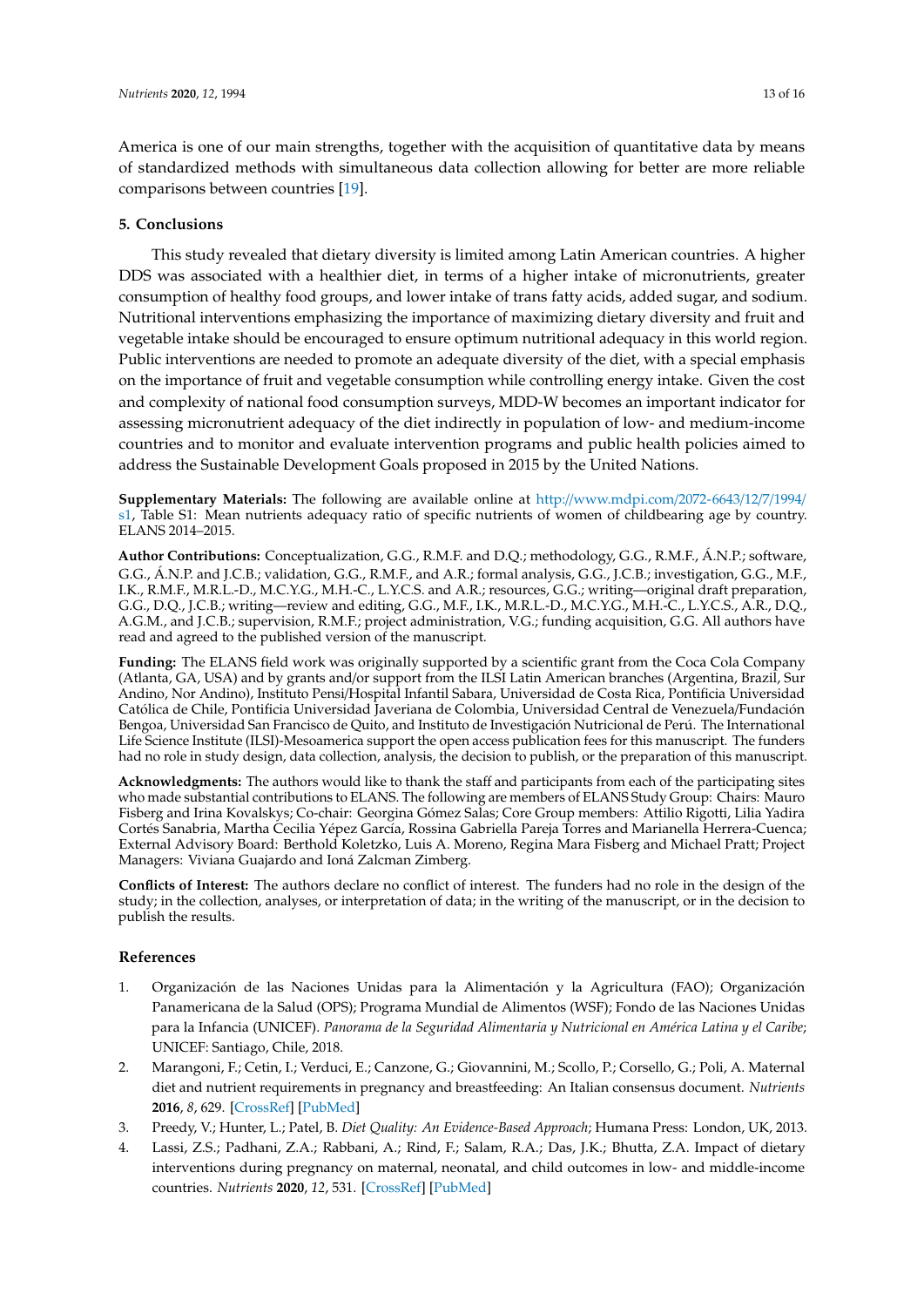America is one of our main strengths, together with the acquisition of quantitative data by means of standardized methods with simultaneous data collection allowing for better are more reliable comparisons between countries [19].

## 5. Conclusions

This study revealed that dietary diversity is limited among Latin American countries. A higher DDS was associated with a healthier diet, in terms of a higher intake of micronutrients, greater consumption of healthy food groups, and lower intake of trans fatty acids, added sugar, and sodium. Nutritional interventions emphasizing the importance of maximizing dietary diversity and fruit and vegetable intake should be encouraged to ensure optimum nutritional adequacy in this world region. Public interventions are needed to promote an adequate diversity of the diet, with a special emphasis on the importance of fruit and vegetable consumption while controlling energy intake. Given the cost and complexity of national food consumption surveys, MDD-W becomes an important indicator for assessing micronutrient adequacy of the diet indirectly in population of low- and medium-income countries and to monitor and evaluate intervention programs and public health policies aimed to address the Sustainable Development Goals proposed in 2015 by the United Nations.

**Supplementary Materials:** The following are available online at http://www.mdpi.com/2072-6643/12/7/1994/s1, Table S1: Mean nutrients adequacy ratio of specific nutrients of women of childbearing age by country. ELANS 2014–2015.

**Author Contributions:** Conceptualization, G.G., R.M.F. and D.Q.; methodology, G.G., R.M.F., Á.N.P.; software, G.G., Á.N.P. and J.C.B.; validation, G.G., R.M.F., and A.R.; formal analysis, G.G., J.C.B.; investigation, G.G., M.F., I.K., R.M.F., M.R.L.-D., M.C.Y.G., M.H.-C., L.Y.C.S. and A.R.; resources, G.G.; writing—original draft preparation, G.G., D.Q., J.C.B.; writing—review and editing, G.G., M.F., I.K., M.R.L.-D., M.C.Y.G., M.H.-C., L.Y.C.S., A.R., D.Q., A.G.M., and J.C.B.; supervision, R.M.F.; project administration, V.G.; funding acquisition, G.G. All authors have read and agreed to the published version of the manuscript.

**Funding:** The ELANS field work was originally supported by a scientific grant from the Coca Cola Company (Atlanta, GA, USA) and by grants and/or support from the ILSI Latin American branches (Argentina, Brazil, Sur Andino, Nor Andino), Instituto Pensi/Hospital Infantil Sabara, Universidad de Costa Rica, Pontificia Universidad Católica de Chile, Pontificia Universidad Javeriana de Colombia, Universidad Central de Venezuela/Fundación Bengoa, Universidad San Francisco de Quito, and Instituto de Investigación Nutricional de Perú. The International Life Science Institute (ILSI)-Mesoamerica support the open access publication fees for this manuscript. The funders had no role in study design, data collection, analysis, the decision to publish, or the preparation of this manuscript.

**Acknowledgments:** The authors would like to thank the staff and participants from each of the participating sites who made substantial contributions to ELANS. The following are members of ELANS Study Group: Chairs: Mauro Fisberg and Irina Kovalskys; Co-chair: Georgina Gómez Salas; Core Group members: Attilio Rigotti, Lilia Yadira Cortés Sanabria, Martha Cecilia Yépez García, Rossina Gabriella Pareja Torres and Marianella Herrera-Cuenca; External Advisory Board: Berthold Koletzko, Luis A. Moreno, Regina Mara Fisberg and Michael Pratt; Project Managers: Viviana Guajardo and Ioná Zalcman Zimberg.

**Conflicts of Interest:** The authors declare no conflict of interest. The funders had no role in the design of the study; in the collection, analyses, or interpretation of data; in the writing of the manuscript, or in the decision to publish the results.

## References

1. Organización de las Naciones Unidas para la Alimentación y la Agricultura (FAO); Organización Panamericana de la Salud (OPS); Programa Mundial de Alimentos (WSF); Fondo de las Naciones Unidas para la Infancia (UNICEF). *Panorama de la Seguridad Alimentaria y Nutricional en América Latina y el Caribe*; UNICEF: Santiago, Chile, 2018.
2. Marangoni, F.; Cetin, I.; Verduci, E.; Canzone, G.; Giovannini, M.; Scollo, P.; Corsello, G.; Poli, A. Maternal diet and nutrient requirements in pregnancy and breastfeeding: An Italian consensus document. *Nutrients* **2016**, *8*, 629. [CrossRef] [PubMed]
3. Preedy, V.; Hunter, L.; Patel, B. *Diet Quality: An Evidence-Based Approach*; Humana Press: London, UK, 2013.
4. Lassi, Z.S.; Padhani, Z.A.; Rabbani, A.; Rind, F.; Salam, R.A.; Das, J.K.; Bhutta, Z.A. Impact of dietary interventions during pregnancy on maternal, neonatal, and child outcomes in low- and middle-income countries. *Nutrients* **2020**, *12*, 531. [CrossRef] [PubMed]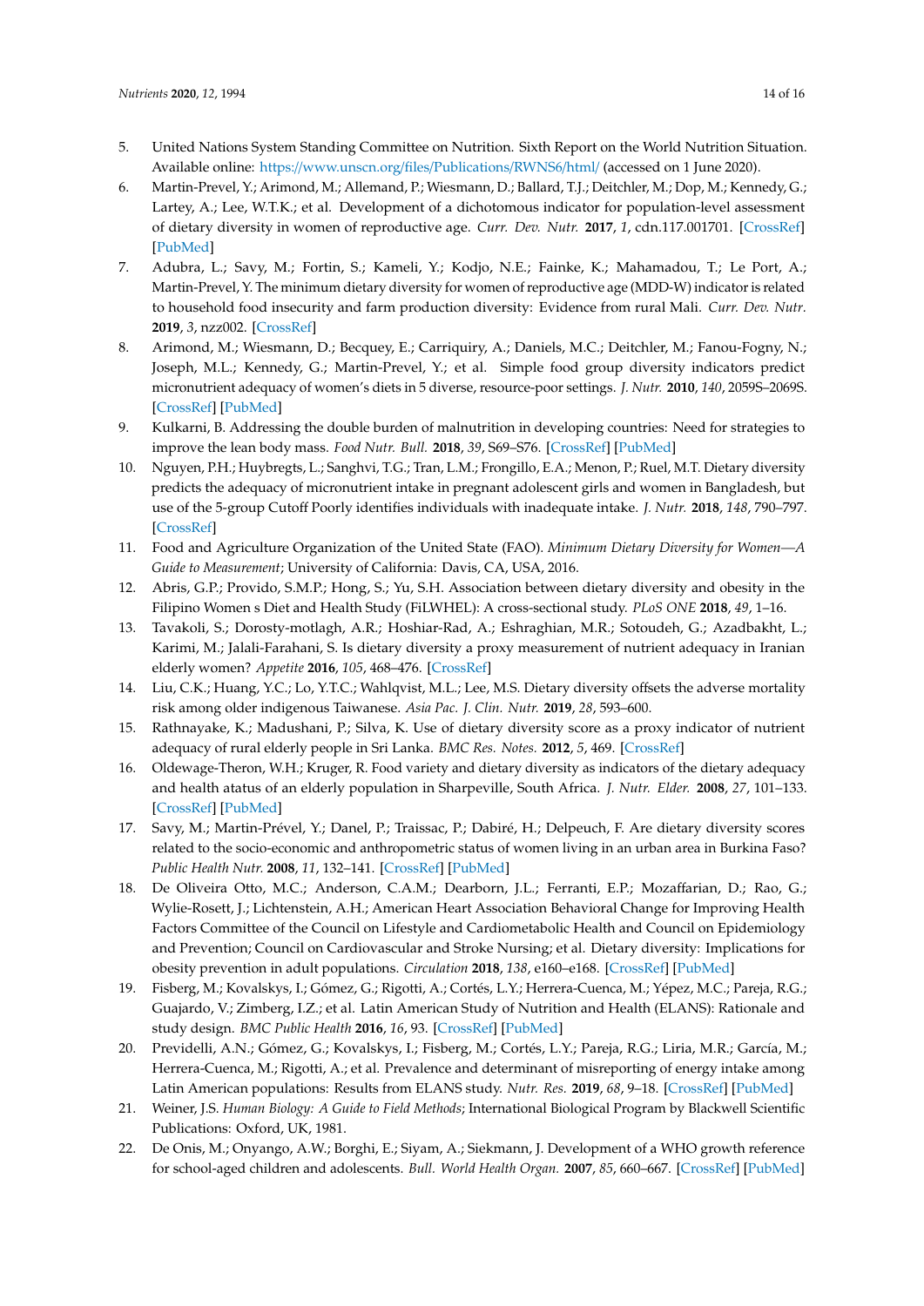5. United Nations System Standing Committee on Nutrition. Sixth Report on the World Nutrition Situation. Available online: https://www.unscn.org/files/Publications/RWNS6/html/ (accessed on 1 June 2020).
6. Martin-Prevel, Y.; Arimond, M.; Allemand, P.; Wiesmann, D.; Ballard, T.J.; Deitchler, M.; Dop, M.; Kennedy, G.; Lartey, A.; Lee, W.T.K.; et al. Development of a dichotomous indicator for population-level assessment of dietary diversity in women of reproductive age. *Curr. Dev. Nutr.* **2017**, *1*, cdn.117.001701. [CrossRef] [PubMed]
7. Adubra, L.; Savy, M.; Fortin, S.; Kameli, Y.; Kodjo, N.E.; Fainke, K.; Mahamadou, T.; Le Port, A.; Martin-Prevel, Y. The minimum dietary diversity for women of reproductive age (MDD-W) indicator is related to household food insecurity and farm production diversity: Evidence from rural Mali. *Curr. Dev. Nutr.* **2019**, *3*, nzz002. [CrossRef]
8. Arimond, M.; Wiesmann, D.; Becquey, E.; Carriquiry, A.; Daniels, M.C.; Deitchler, M.; Fanou-Fogny, N.; Joseph, M.L.; Kennedy, G.; Martin-Prevel, Y.; et al. Simple food group diversity indicators predict micronutrient adequacy of women's diets in 5 diverse, resource-poor settings. *J. Nutr.* **2010**, *140*, 2059S–2069S. [CrossRef] [PubMed]
9. Kulkarni, B. Addressing the double burden of malnutrition in developing countries: Need for strategies to improve the lean body mass. *Food Nutr. Bull.* **2018**, *39*, S69–S76. [CrossRef] [PubMed]
10. Nguyen, P.H.; Huybregts, L.; Sanghvi, T.G.; Tran, L.M.; Frongillo, E.A.; Menon, P.; Ruel, M.T. Dietary diversity predicts the adequacy of micronutrient intake in pregnant adolescent girls and women in Bangladesh, but use of the 5-group Cutoff Poorly identifies individuals with inadequate intake. *J. Nutr.* **2018**, *148*, 790–797. [CrossRef]
11. Food and Agriculture Organization of the United State (FAO). *Minimum Dietary Diversity for Women—A Guide to Measurement*; University of California: Davis, CA, USA, 2016.
12. Abris, G.P.; Provido, S.M.P.; Hong, S.; Yu, S.H. Association between dietary diversity and obesity in the Filipino Women s Diet and Health Study (FiLWHEL): A cross-sectional study. *PLoS ONE* **2018**, *49*, 1–16.
13. Tavakoli, S.; Dorosty-motlagh, A.R.; Hoshiar-Rad, A.; Eshraghian, M.R.; Sotoudeh, G.; Azadbakht, L.; Karimi, M.; Jalali-Farahani, S. Is dietary diversity a proxy measurement of nutrient adequacy in Iranian elderly women? *Appetite* **2016**, *105*, 468–476. [CrossRef]
14. Liu, C.K.; Huang, Y.C.; Lo, Y.T.C.; Wahlqvist, M.L.; Lee, M.S. Dietary diversity offsets the adverse mortality risk among older indigenous Taiwanese. *Asia Pac. J. Clin. Nutr.* **2019**, *28*, 593–600.
15. Rathnayake, K.; Madushani, P.; Silva, K. Use of dietary diversity score as a proxy indicator of nutrient adequacy of rural elderly people in Sri Lanka. *BMC Res. Notes.* **2012**, *5*, 469. [CrossRef]
16. Oldewage-Theron, W.H.; Kruger, R. Food variety and dietary diversity as indicators of the dietary adequacy and health atatus of an elderly population in Sharpeville, South Africa. *J. Nutr. Elder.* **2008**, *27*, 101–133. [CrossRef] [PubMed]
17. Savy, M.; Martin-Prével, Y.; Danel, P.; Traissac, P.; Dabiré, H.; Delpeuch, F. Are dietary diversity scores related to the socio-economic and anthropometric status of women living in an urban area in Burkina Faso? *Public Health Nutr.* **2008**, *11*, 132–141. [CrossRef] [PubMed]
18. De Oliveira Otto, M.C.; Anderson, C.A.M.; Dearborn, J.L.; Ferranti, E.P.; Mozaffarian, D.; Rao, G.; Wylie-Rosett, J.; Lichtenstein, A.H.; American Heart Association Behavioral Change for Improving Health Factors Committee of the Council on Lifestyle and Cardiometabolic Health and Council on Epidemiology and Prevention; Council on Cardiovascular and Stroke Nursing; et al. Dietary diversity: Implications for obesity prevention in adult populations. *Circulation* **2018**, *138*, e160–e168. [CrossRef] [PubMed]
19. Fisberg, M.; Kovalskys, I.; Gómez, G.; Rigotti, A.; Cortés, L.Y.; Herrera-Cuenca, M.; Yépez, M.C.; Pareja, R.G.; Guajardo, V.; Zimberg, I.Z.; et al. Latin American Study of Nutrition and Health (ELANS): Rationale and study design. *BMC Public Health* **2016**, *16*, 93. [CrossRef] [PubMed]
20. Previdelli, A.N.; Gómez, G.; Kovalskys, I.; Fisberg, M.; Cortés, L.Y.; Pareja, R.G.; Liria, M.R.; García, M.; Herrera-Cuenca, M.; Rigotti, A.; et al. Prevalence and determinant of misreporting of energy intake among Latin American populations: Results from ELANS study. *Nutr. Res.* **2019**, *68*, 9–18. [CrossRef] [PubMed]
21. Weiner, J.S. *Human Biology: A Guide to Field Methods*; International Biological Program by Blackwell Scientific Publications: Oxford, UK, 1981.
22. De Onis, M.; Onyango, A.W.; Borghi, E.; Siyam, A.; Siekmann, J. Development of a WHO growth reference for school-aged children and adolescents. *Bull. World Health Organ.* **2007**, *85*, 660–667. [CrossRef] [PubMed]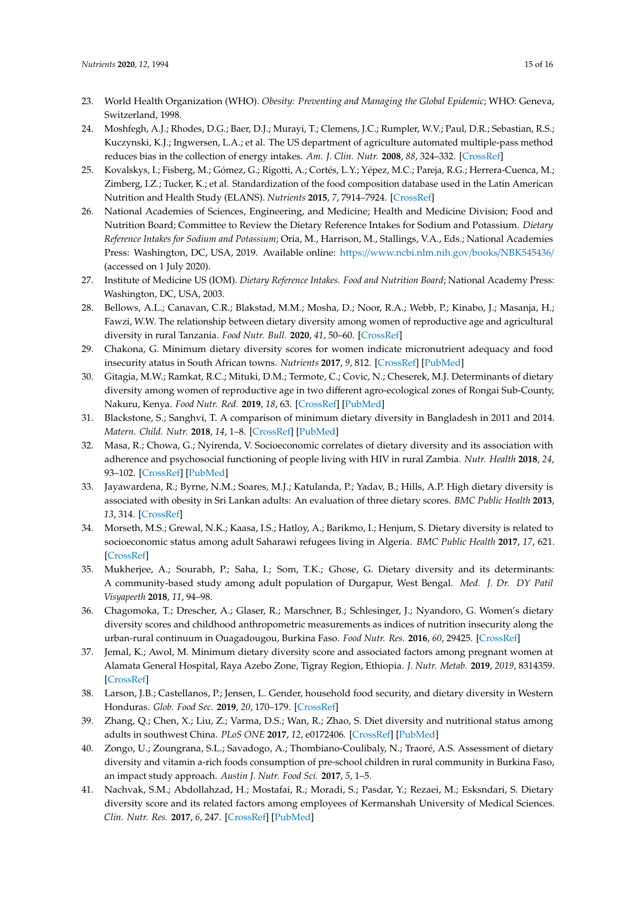23. World Health Organization (WHO). *Obesity: Preventing and Managing the Global Epidemic*; WHO: Geneva, Switzerland, 1998.
24. Moshfegh, A.J.; Rhodes, D.G.; Baer, D.J.; Murayi, T.; Clemens, J.C.; Rumpler, W.V.; Paul, D.R.; Sebastian, R.S.; Kuczynski, K.J.; Ingwersen, L.A.; et al. The US department of agriculture automated multiple-pass method reduces bias in the collection of energy intakes. *Am. J. Clin. Nutr.* **2008**, *88*, 324–332. [CrossRef]
25. Kovalskys, I.; Fisberg, M.; Gómez, G.; Rigotti, A.; Cortés, L.Y.; Yépez, M.C.; Pareja, R.G.; Herrera-Cuenca, M.; Zimberg, I.Z.; Tucker, K.; et al. Standardization of the food composition database used in the Latin American Nutrition and Health Study (ELANS). *Nutrients* **2015**, *7*, 7914–7924. [CrossRef]
26. National Academies of Sciences, Engineering, and Medicine; Health and Medicine Division; Food and Nutrition Board; Committee to Review the Dietary Reference Intakes for Sodium and Potassium. *Dietary Reference Intakes for Sodium and Potassium*; Oria, M., Harrison, M., Stallings, V.A., Eds.; National Academies Press: Washington, DC, USA, 2019. Available online: https://www.ncbi.nlm.nih.gov/books/NBK545436/ (accessed on 1 July 2020).
27. Institute of Medicine US (IOM). *Dietary Reference Intakes. Food and Nutrition Board*; National Academy Press: Washington, DC, USA, 2003.
28. Bellows, A.L.; Canavan, C.R.; Blakstad, M.M.; Mosha, D.; Noor, R.A.; Webb, P.; Kinabo, J.; Masanja, H.; Fawzi, W.W. The relationship between dietary diversity among women of reproductive age and agricultural diversity in rural Tanzania. *Food Nutr. Bull.* **2020**, *41*, 50–60. [CrossRef]
29. Chakona, G. Minimum dietary diversity scores for women indicate micronutrient adequacy and food insecurity atatus in South African towns. *Nutrients* **2017**, *9*, 812. [CrossRef] [PubMed]
30. Gitagia, M.W.; Ramkat, R.C.; Mituki, D.M.; Termote, C.; Covic, N.; Cheserek, M.J. Determinants of dietary diversity among women of reproductive age in two different agro-ecological zones of Rongai Sub-County, Nakuru, Kenya. *Food Nutr. Red.* **2019**, *18*, 63. [CrossRef] [PubMed]
31. Blackstone, S.; Sanghvi, T. A comparison of minimum dietary diversity in Bangladesh in 2011 and 2014. *Matern. Child. Nutr.* **2018**, *14*, 1–8. [CrossRef] [PubMed]
32. Masa, R.; Chowa, G.; Nyirenda, V. Socioeconomic correlates of dietary diversity and its association with adherence and psychosocial functioning of people living with HIV in rural Zambia. *Nutr. Health* **2018**, *24*, 93–102. [CrossRef] [PubMed]
33. Jayawardena, R.; Byrne, N.M.; Soares, M.J.; Katulanda, P.; Yadav, B.; Hills, A.P. High dietary diversity is associated with obesity in Sri Lankan adults: An evaluation of three dietary scores. *BMC Public Health* **2013**, *13*, 314. [CrossRef]
34. Morseth, M.S.; Grewal, N.K.; Kaasa, I.S.; Hatloy, A.; Barikmo, I.; Henjum, S. Dietary diversity is related to socioeconomic status among adult Saharawi refugees living in Algeria. *BMC Public Health* **2017**, *17*, 621. [CrossRef]
35. Mukherjee, A.; Sourabh, P.; Saha, I.; Som, T.K.; Ghose, G. Dietary diversity and its determinants: A community-based study among adult population of Durgapur, West Bengal. *Med. J. Dr. DY Patil Visyapeeth* **2018**, *11*, 94–98.
36. Chagomoka, T.; Drescher, A.; Glaser, R.; Marschner, B.; Schlesinger, J.; Nyandoro, G. Women's dietary diversity scores and childhood anthropometric measurements as indices of nutrition insecurity along the urban-rural continuum in Ouagadougou, Burkina Faso. *Food Nutr. Res.* **2016**, *60*, 29425. [CrossRef]
37. Jemal, K.; Awol, M. Minimum dietary diversity score and associated factors among pregnant women at Alamata General Hospital, Raya Azebo Zone, Tigray Region, Ethiopia. *J. Nutr. Metab.* **2019**, *2019*, 8314359. [CrossRef]
38. Larson, J.B.; Castellanos, P.; Jensen, L. Gender, household food security, and dietary diversity in Western Honduras. *Glob. Food Sec.* **2019**, *20*, 170–179. [CrossRef]
39. Zhang, Q.; Chen, X.; Liu, Z.; Varma, D.S.; Wan, R.; Zhao, S. Diet diversity and nutritional status among adults in southwest China. *PLoS ONE* **2017**, *12*, e0172406. [CrossRef] [PubMed]
40. Zongo, U.; Zoungrana, S.L.; Savadogo, A.; Thombiano-Coulibaly, N.; Traoré, A.S. Assessment of dietary diversity and vitamin a-rich foods consumption of pre-school children in rural community in Burkina Faso, an impact study approach. *Austin J. Nutr. Food Sci.* **2017**, *5*, 1–5.
41. Nachvak, S.M.; Abdollahzad, H.; Mostafai, R.; Moradi, S.; Pasdar, Y.; Rezaei, M.; Esksndari, S. Dietary diversity score and its related factors among employees of Kermanshah University of Medical Sciences. *Clin. Nutr. Res.* **2017**, *6*, 247. [CrossRef] [PubMed]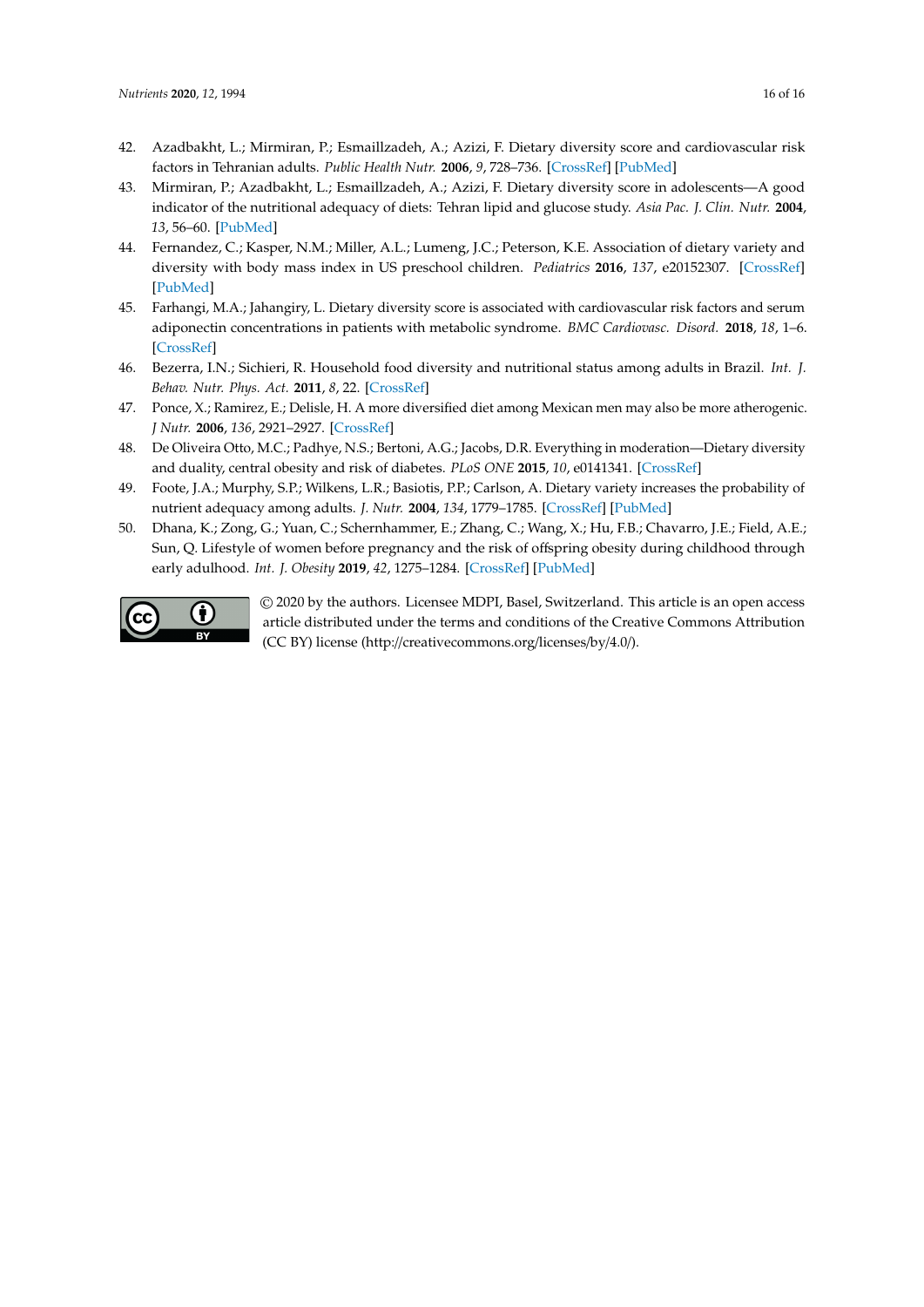42. Azadbakht, L.; Mirmiran, P.; Esmaillzadeh, A.; Azizi, F. Dietary diversity score and cardiovascular risk factors in Tehranian adults. *Public Health Nutr.* **2006**, *9*, 728–736. [CrossRef] [PubMed]
43. Mirmiran, P.; Azadbakht, L.; Esmaillzadeh, A.; Azizi, F. Dietary diversity score in adolescents—A good indicator of the nutritional adequacy of diets: Tehran lipid and glucose study. *Asia Pac. J. Clin. Nutr.* **2004**, *13*, 56–60. [PubMed]
44. Fernandez, C.; Kasper, N.M.; Miller, A.L.; Lumeng, J.C.; Peterson, K.E. Association of dietary variety and diversity with body mass index in US preschool children. *Pediatrics* **2016**, *137*, e20152307. [CrossRef] [PubMed]
45. Farhangi, M.A.; Jahangiry, L. Dietary diversity score is associated with cardiovascular risk factors and serum adiponectin concentrations in patients with metabolic syndrome. *BMC Cardiovasc. Disord.* **2018**, *18*, 1–6. [CrossRef]
46. Bezerra, I.N.; Sichieri, R. Household food diversity and nutritional status among adults in Brazil. *Int. J. Behav. Nutr. Phys. Act.* **2011**, *8*, 22. [CrossRef]
47. Ponce, X.; Ramirez, E.; Delisle, H. A more diversified diet among Mexican men may also be more atherogenic. *J Nutr.* **2006**, *136*, 2921–2927. [CrossRef]
48. De Oliveira Otto, M.C.; Padhye, N.S.; Bertoni, A.G.; Jacobs, D.R. Everything in moderation—Dietary diversity and duality, central obesity and risk of diabetes. *PLoS ONE* **2015**, *10*, e0141341. [CrossRef]
49. Foote, J.A.; Murphy, S.P.; Wilkens, L.R.; Basiotis, P.P.; Carlson, A. Dietary variety increases the probability of nutrient adequacy among adults. *J. Nutr.* **2004**, *134*, 1779–1785. [CrossRef] [PubMed]
50. Dhana, K.; Zong, G.; Yuan, C.; Schernhammer, E.; Zhang, C.; Wang, X.; Hu, F.B.; Chavarro, J.E.; Field, A.E.; Sun, Q. Lifestyle of women before pregnancy and the risk of offspring obesity during childhood through early adulthood. *Int. J. Obesity* **2019**, *42*, 1275–1284. [CrossRef] [PubMed]

© 2020 by the authors. Licensee MDPI, Basel, Switzerland. This article is an open access article distributed under the terms and conditions of the Creative Commons Attribution (CC BY) license (http://creativecommons.org/licenses/by/4.0/).